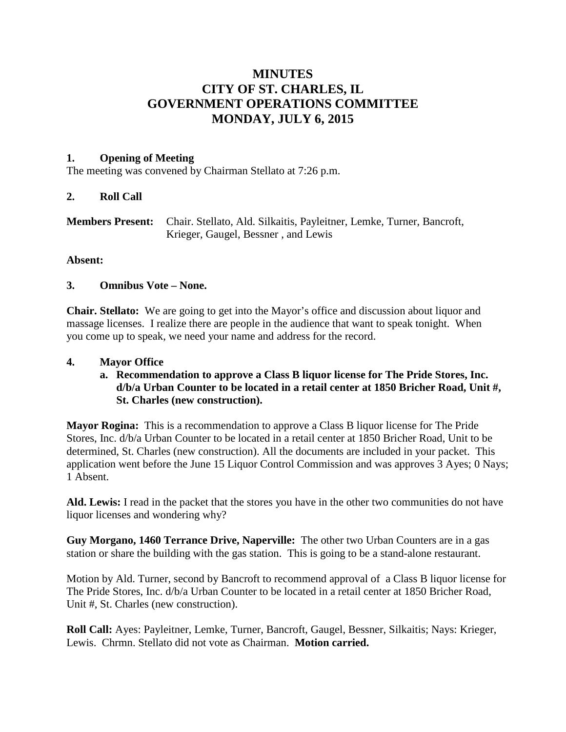# MINUTES
# CITY OF ST. CHARLES, IL
# GOVERNMENT OPERATIONS COMMITTEE
# MONDAY, JULY 6, 2015

**1. Opening of Meeting**

The meeting was convened by Chairman Stellato at 7:26 p.m.

**2. Roll Call**

**Members Present:** Chair. Stellato, Ald. Silkaitis, Payleitner, Lemke, Turner, Bancroft, Krieger, Gaugel, Bessner , and Lewis

**Absent:**

**3. Omnibus Vote – None.**

**Chair. Stellato:** We are going to get into the Mayor's office and discussion about liquor and massage licenses. I realize there are people in the audience that want to speak tonight. When you come up to speak, we need your name and address for the record.

**4. Mayor Office**

**a. Recommendation to approve a Class B liquor license for The Pride Stores, Inc. d/b/a Urban Counter to be located in a retail center at 1850 Bricher Road, Unit #, St. Charles (new construction).**

**Mayor Rogina:** This is a recommendation to approve a Class B liquor license for The Pride Stores, Inc. d/b/a Urban Counter to be located in a retail center at 1850 Bricher Road, Unit to be determined, St. Charles (new construction). All the documents are included in your packet. This application went before the June 15 Liquor Control Commission and was approves 3 Ayes; 0 Nays; 1 Absent.

**Ald. Lewis:** I read in the packet that the stores you have in the other two communities do not have liquor licenses and wondering why?

**Guy Morgano, 1460 Terrance Drive, Naperville:** The other two Urban Counters are in a gas station or share the building with the gas station. This is going to be a stand-alone restaurant.

Motion by Ald. Turner, second by Bancroft to recommend approval of a Class B liquor license for The Pride Stores, Inc. d/b/a Urban Counter to be located in a retail center at 1850 Bricher Road, Unit #, St. Charles (new construction).

**Roll Call:** Ayes: Payleitner, Lemke, Turner, Bancroft, Gaugel, Bessner, Silkaitis; Nays: Krieger, Lewis. Chrmn. Stellato did not vote as Chairman. **Motion carried.**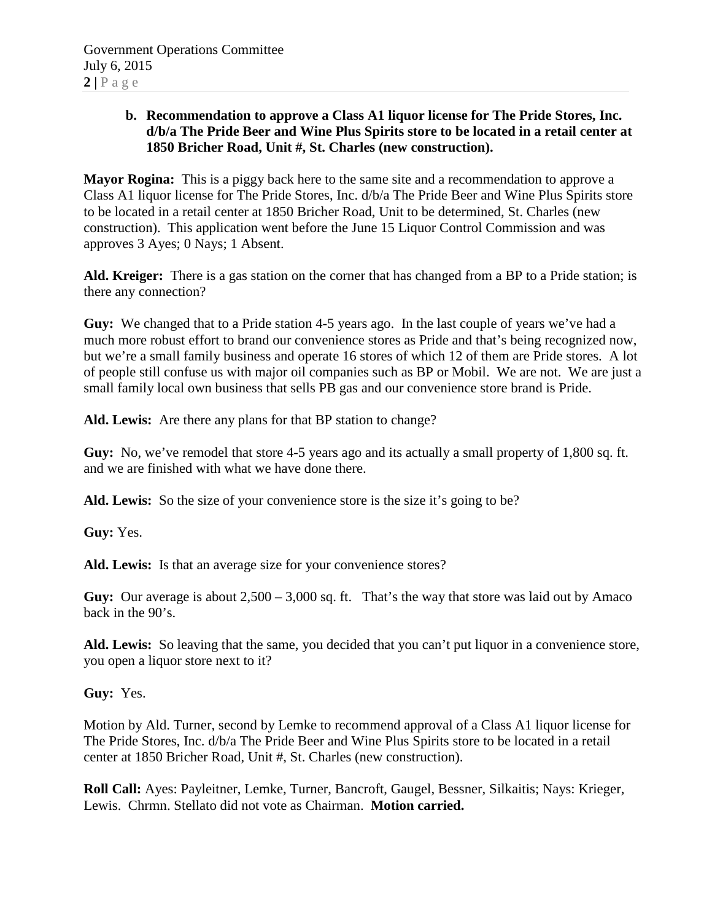**b. Recommendation to approve a Class A1 liquor license for The Pride Stores, Inc. d/b/a The Pride Beer and Wine Plus Spirits store to be located in a retail center at 1850 Bricher Road, Unit #, St. Charles (new construction).**

**Mayor Rogina:** This is a piggy back here to the same site and a recommendation to approve a Class A1 liquor license for The Pride Stores, Inc. d/b/a The Pride Beer and Wine Plus Spirits store to be located in a retail center at 1850 Bricher Road, Unit to be determined, St. Charles (new construction). This application went before the June 15 Liquor Control Commission and was approves 3 Ayes; 0 Nays; 1 Absent.

**Ald. Kreiger:** There is a gas station on the corner that has changed from a BP to a Pride station; is there any connection?

**Guy:** We changed that to a Pride station 4-5 years ago. In the last couple of years we've had a much more robust effort to brand our convenience stores as Pride and that's being recognized now, but we're a small family business and operate 16 stores of which 12 of them are Pride stores. A lot of people still confuse us with major oil companies such as BP or Mobil. We are not. We are just a small family local own business that sells PB gas and our convenience store brand is Pride.

**Ald. Lewis:** Are there any plans for that BP station to change?

**Guy:** No, we've remodel that store 4-5 years ago and its actually a small property of 1,800 sq. ft. and we are finished with what we have done there.

**Ald. Lewis:** So the size of your convenience store is the size it's going to be?

**Guy:** Yes.

**Ald. Lewis:** Is that an average size for your convenience stores?

**Guy:** Our average is about 2,500 – 3,000 sq. ft. That's the way that store was laid out by Amaco back in the 90's.

**Ald. Lewis:** So leaving that the same, you decided that you can't put liquor in a convenience store, you open a liquor store next to it?

**Guy:** Yes.

Motion by Ald. Turner, second by Lemke to recommend approval of a Class A1 liquor license for The Pride Stores, Inc. d/b/a The Pride Beer and Wine Plus Spirits store to be located in a retail center at 1850 Bricher Road, Unit #, St. Charles (new construction).

**Roll Call:** Ayes: Payleitner, Lemke, Turner, Bancroft, Gaugel, Bessner, Silkaitis; Nays: Krieger, Lewis. Chrmn. Stellato did not vote as Chairman. **Motion carried.**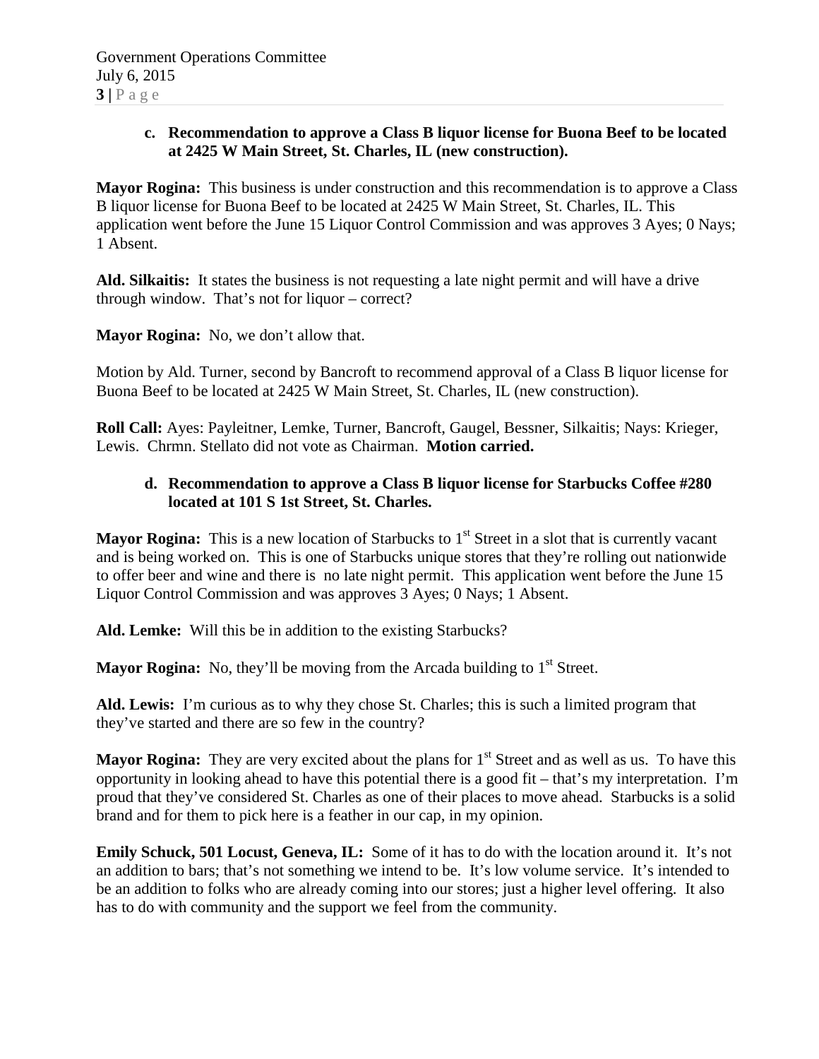**c. Recommendation to approve a Class B liquor license for Buona Beef to be located at 2425 W Main Street, St. Charles, IL (new construction).**

**Mayor Rogina:** This business is under construction and this recommendation is to approve a Class B liquor license for Buona Beef to be located at 2425 W Main Street, St. Charles, IL. This application went before the June 15 Liquor Control Commission and was approves 3 Ayes; 0 Nays; 1 Absent.

**Ald. Silkaitis:** It states the business is not requesting a late night permit and will have a drive through window. That's not for liquor – correct?

**Mayor Rogina:** No, we don't allow that.

Motion by Ald. Turner, second by Bancroft to recommend approval of a Class B liquor license for Buona Beef to be located at 2425 W Main Street, St. Charles, IL (new construction).

**Roll Call:** Ayes: Payleitner, Lemke, Turner, Bancroft, Gaugel, Bessner, Silkaitis; Nays: Krieger, Lewis. Chrmn. Stellato did not vote as Chairman. **Motion carried.**

**d. Recommendation to approve a Class B liquor license for Starbucks Coffee #280 located at 101 S 1st Street, St. Charles.**

**Mayor Rogina:** This is a new location of Starbucks to 1st Street in a slot that is currently vacant and is being worked on. This is one of Starbucks unique stores that they're rolling out nationwide to offer beer and wine and there is no late night permit. This application went before the June 15 Liquor Control Commission and was approves 3 Ayes; 0 Nays; 1 Absent.

**Ald. Lemke:** Will this be in addition to the existing Starbucks?

**Mayor Rogina:** No, they'll be moving from the Arcada building to 1st Street.

**Ald. Lewis:** I'm curious as to why they chose St. Charles; this is such a limited program that they've started and there are so few in the country?

**Mayor Rogina:** They are very excited about the plans for 1st Street and as well as us. To have this opportunity in looking ahead to have this potential there is a good fit – that's my interpretation. I'm proud that they've considered St. Charles as one of their places to move ahead. Starbucks is a solid brand and for them to pick here is a feather in our cap, in my opinion.

**Emily Schuck, 501 Locust, Geneva, IL:** Some of it has to do with the location around it. It's not an addition to bars; that's not something we intend to be. It's low volume service. It's intended to be an addition to folks who are already coming into our stores; just a higher level offering. It also has to do with community and the support we feel from the community.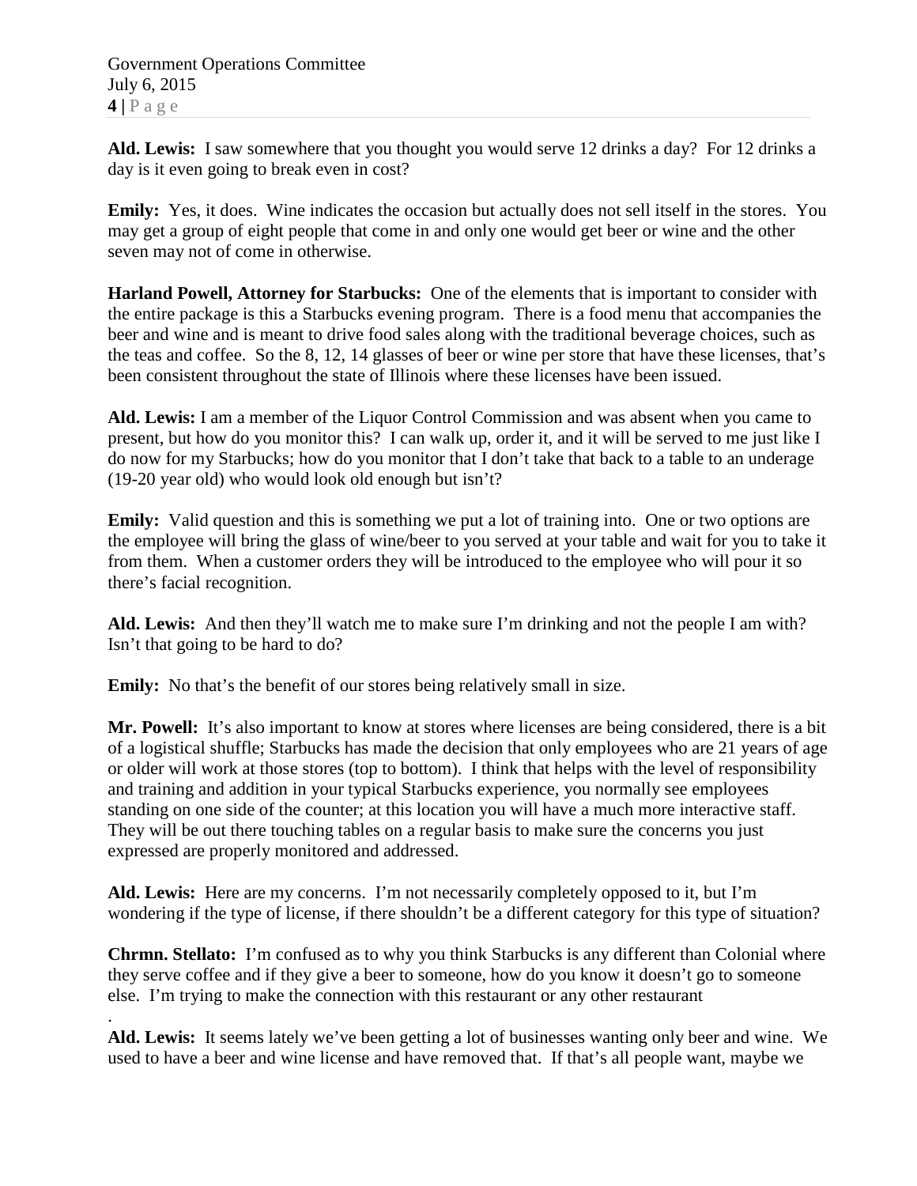**Ald. Lewis:** I saw somewhere that you thought you would serve 12 drinks a day? For 12 drinks a day is it even going to break even in cost?

**Emily:** Yes, it does. Wine indicates the occasion but actually does not sell itself in the stores. You may get a group of eight people that come in and only one would get beer or wine and the other seven may not of come in otherwise.

**Harland Powell, Attorney for Starbucks:** One of the elements that is important to consider with the entire package is this a Starbucks evening program. There is a food menu that accompanies the beer and wine and is meant to drive food sales along with the traditional beverage choices, such as the teas and coffee. So the 8, 12, 14 glasses of beer or wine per store that have these licenses, that's been consistent throughout the state of Illinois where these licenses have been issued.

**Ald. Lewis:** I am a member of the Liquor Control Commission and was absent when you came to present, but how do you monitor this? I can walk up, order it, and it will be served to me just like I do now for my Starbucks; how do you monitor that I don't take that back to a table to an underage (19-20 year old) who would look old enough but isn't?

**Emily:** Valid question and this is something we put a lot of training into. One or two options are the employee will bring the glass of wine/beer to you served at your table and wait for you to take it from them. When a customer orders they will be introduced to the employee who will pour it so there's facial recognition.

**Ald. Lewis:** And then they'll watch me to make sure I'm drinking and not the people I am with? Isn't that going to be hard to do?

**Emily:** No that's the benefit of our stores being relatively small in size.

**Mr. Powell:** It's also important to know at stores where licenses are being considered, there is a bit of a logistical shuffle; Starbucks has made the decision that only employees who are 21 years of age or older will work at those stores (top to bottom). I think that helps with the level of responsibility and training and addition in your typical Starbucks experience, you normally see employees standing on one side of the counter; at this location you will have a much more interactive staff. They will be out there touching tables on a regular basis to make sure the concerns you just expressed are properly monitored and addressed.

**Ald. Lewis:** Here are my concerns. I'm not necessarily completely opposed to it, but I'm wondering if the type of license, if there shouldn't be a different category for this type of situation?

**Chrmn. Stellato:** I'm confused as to why you think Starbucks is any different than Colonial where they serve coffee and if they give a beer to someone, how do you know it doesn't go to someone else. I'm trying to make the connection with this restaurant or any other restaurant.

**Ald. Lewis:** It seems lately we've been getting a lot of businesses wanting only beer and wine. We used to have a beer and wine license and have removed that. If that's all people want, maybe we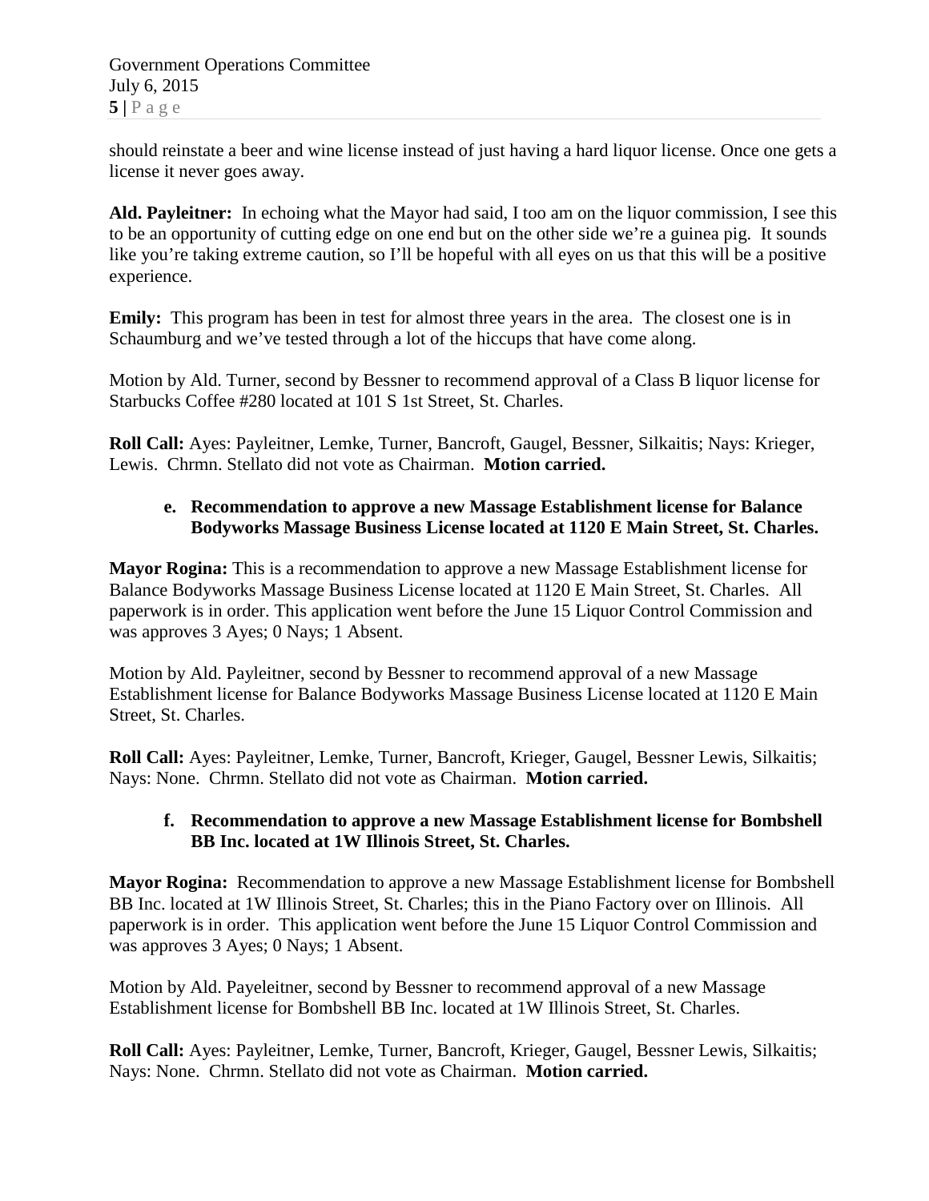should reinstate a beer and wine license instead of just having a hard liquor license. Once one gets a license it never goes away.

**Ald. Payleitner:** In echoing what the Mayor had said, I too am on the liquor commission, I see this to be an opportunity of cutting edge on one end but on the other side we're a guinea pig. It sounds like you're taking extreme caution, so I'll be hopeful with all eyes on us that this will be a positive experience.

**Emily:** This program has been in test for almost three years in the area. The closest one is in Schaumburg and we've tested through a lot of the hiccups that have come along.

Motion by Ald. Turner, second by Bessner to recommend approval of a Class B liquor license for Starbucks Coffee #280 located at 101 S 1st Street, St. Charles.

**Roll Call:** Ayes: Payleitner, Lemke, Turner, Bancroft, Gaugel, Bessner, Silkaitis; Nays: Krieger, Lewis. Chrmn. Stellato did not vote as Chairman. **Motion carried.**

**e. Recommendation to approve a new Massage Establishment license for Balance Bodyworks Massage Business License located at 1120 E Main Street, St. Charles.**

**Mayor Rogina:** This is a recommendation to approve a new Massage Establishment license for Balance Bodyworks Massage Business License located at 1120 E Main Street, St. Charles. All paperwork is in order. This application went before the June 15 Liquor Control Commission and was approves 3 Ayes; 0 Nays; 1 Absent.

Motion by Ald. Payleitner, second by Bessner to recommend approval of a new Massage Establishment license for Balance Bodyworks Massage Business License located at 1120 E Main Street, St. Charles.

**Roll Call:** Ayes: Payleitner, Lemke, Turner, Bancroft, Krieger, Gaugel, Bessner Lewis, Silkaitis; Nays: None. Chrmn. Stellato did not vote as Chairman. **Motion carried.**

**f. Recommendation to approve a new Massage Establishment license for Bombshell BB Inc. located at 1W Illinois Street, St. Charles.**

**Mayor Rogina:** Recommendation to approve a new Massage Establishment license for Bombshell BB Inc. located at 1W Illinois Street, St. Charles; this in the Piano Factory over on Illinois. All paperwork is in order. This application went before the June 15 Liquor Control Commission and was approves 3 Ayes; 0 Nays; 1 Absent.

Motion by Ald. Payeleitner, second by Bessner to recommend approval of a new Massage Establishment license for Bombshell BB Inc. located at 1W Illinois Street, St. Charles.

**Roll Call:** Ayes: Payleitner, Lemke, Turner, Bancroft, Krieger, Gaugel, Bessner Lewis, Silkaitis; Nays: None. Chrmn. Stellato did not vote as Chairman. **Motion carried.**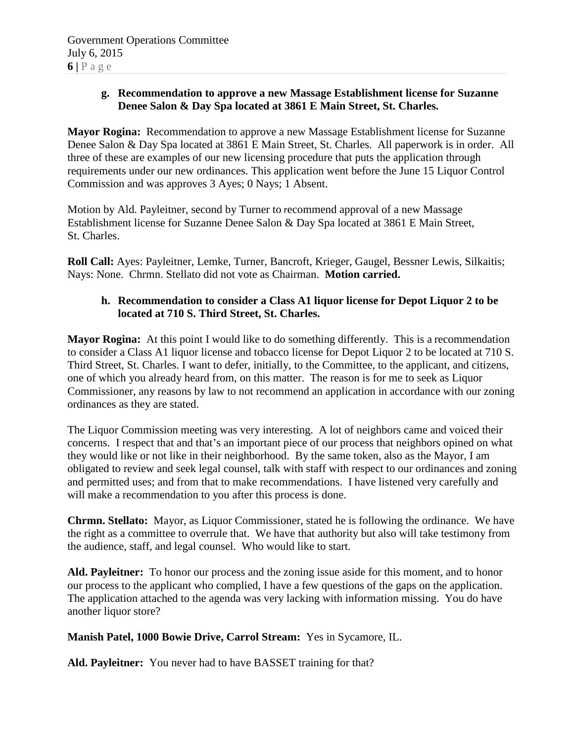**g. Recommendation to approve a new Massage Establishment license for Suzanne Denee Salon & Day Spa located at 3861 E Main Street, St. Charles.**

**Mayor Rogina:** Recommendation to approve a new Massage Establishment license for Suzanne Denee Salon & Day Spa located at 3861 E Main Street, St. Charles. All paperwork is in order. All three of these are examples of our new licensing procedure that puts the application through requirements under our new ordinances. This application went before the June 15 Liquor Control Commission and was approves 3 Ayes; 0 Nays; 1 Absent.

Motion by Ald. Payleitner, second by Turner to recommend approval of a new Massage Establishment license for Suzanne Denee Salon & Day Spa located at 3861 E Main Street, St. Charles.

**Roll Call:** Ayes: Payleitner, Lemke, Turner, Bancroft, Krieger, Gaugel, Bessner Lewis, Silkaitis; Nays: None. Chrmn. Stellato did not vote as Chairman. **Motion carried.**

**h. Recommendation to consider a Class A1 liquor license for Depot Liquor 2 to be located at 710 S. Third Street, St. Charles.**

**Mayor Rogina:** At this point I would like to do something differently. This is a recommendation to consider a Class A1 liquor license and tobacco license for Depot Liquor 2 to be located at 710 S. Third Street, St. Charles. I want to defer, initially, to the Committee, to the applicant, and citizens, one of which you already heard from, on this matter. The reason is for me to seek as Liquor Commissioner, any reasons by law to not recommend an application in accordance with our zoning ordinances as they are stated.

The Liquor Commission meeting was very interesting. A lot of neighbors came and voiced their concerns. I respect that and that's an important piece of our process that neighbors opined on what they would like or not like in their neighborhood. By the same token, also as the Mayor, I am obligated to review and seek legal counsel, talk with staff with respect to our ordinances and zoning and permitted uses; and from that to make recommendations. I have listened very carefully and will make a recommendation to you after this process is done.

**Chrmn. Stellato:** Mayor, as Liquor Commissioner, stated he is following the ordinance. We have the right as a committee to overrule that. We have that authority but also will take testimony from the audience, staff, and legal counsel. Who would like to start.

**Ald. Payleitner:** To honor our process and the zoning issue aside for this moment, and to honor our process to the applicant who complied, I have a few questions of the gaps on the application. The application attached to the agenda was very lacking with information missing. You do have another liquor store?

**Manish Patel, 1000 Bowie Drive, Carrol Stream:** Yes in Sycamore, IL.

**Ald. Payleitner:** You never had to have BASSET training for that?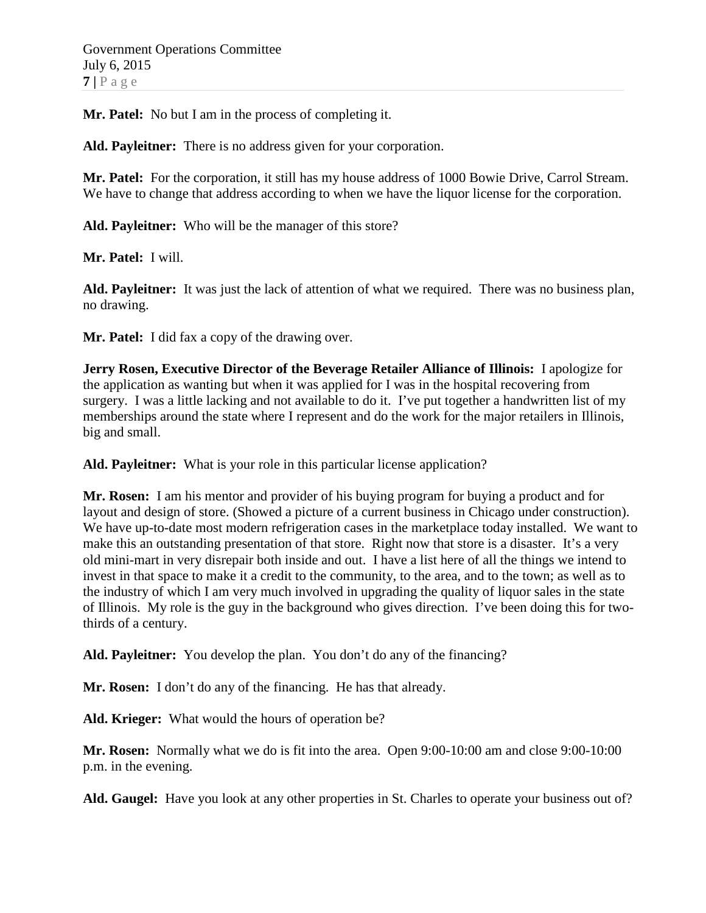**Mr. Patel:** No but I am in the process of completing it.

**Ald. Payleitner:** There is no address given for your corporation.

**Mr. Patel:** For the corporation, it still has my house address of 1000 Bowie Drive, Carrol Stream. We have to change that address according to when we have the liquor license for the corporation.

**Ald. Payleitner:** Who will be the manager of this store?

**Mr. Patel:** I will.

**Ald. Payleitner:** It was just the lack of attention of what we required. There was no business plan, no drawing.

**Mr. Patel:** I did fax a copy of the drawing over.

**Jerry Rosen, Executive Director of the Beverage Retailer Alliance of Illinois:** I apologize for the application as wanting but when it was applied for I was in the hospital recovering from surgery. I was a little lacking and not available to do it. I've put together a handwritten list of my memberships around the state where I represent and do the work for the major retailers in Illinois, big and small.

**Ald. Payleitner:** What is your role in this particular license application?

**Mr. Rosen:** I am his mentor and provider of his buying program for buying a product and for layout and design of store. (Showed a picture of a current business in Chicago under construction). We have up-to-date most modern refrigeration cases in the marketplace today installed. We want to make this an outstanding presentation of that store. Right now that store is a disaster. It's a very old mini-mart in very disrepair both inside and out. I have a list here of all the things we intend to invest in that space to make it a credit to the community, to the area, and to the town; as well as to the industry of which I am very much involved in upgrading the quality of liquor sales in the state of Illinois. My role is the guy in the background who gives direction. I've been doing this for two-thirds of a century.

**Ald. Payleitner:** You develop the plan. You don't do any of the financing?

**Mr. Rosen:** I don't do any of the financing. He has that already.

**Ald. Krieger:** What would the hours of operation be?

**Mr. Rosen:** Normally what we do is fit into the area. Open 9:00-10:00 am and close 9:00-10:00 p.m. in the evening.

**Ald. Gaugel:** Have you look at any other properties in St. Charles to operate your business out of?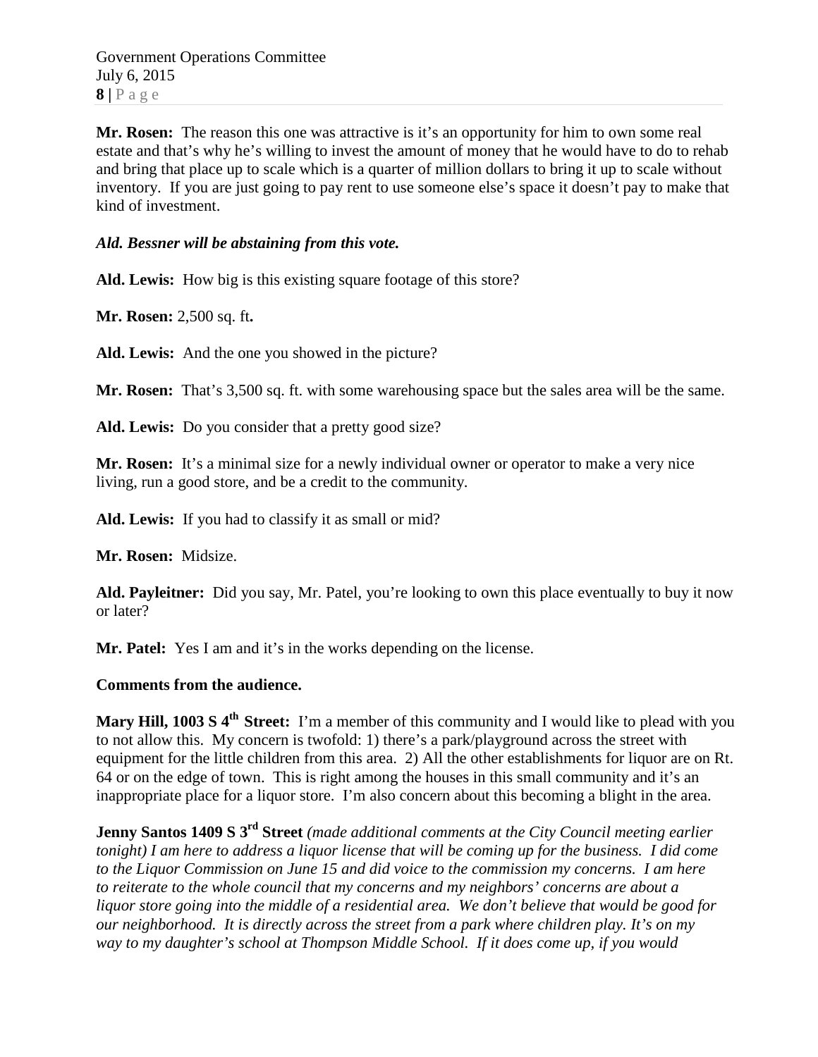**Mr. Rosen:** The reason this one was attractive is it's an opportunity for him to own some real estate and that's why he's willing to invest the amount of money that he would have to do to rehab and bring that place up to scale which is a quarter of million dollars to bring it up to scale without inventory. If you are just going to pay rent to use someone else's space it doesn't pay to make that kind of investment.

***Ald. Bessner will be abstaining from this vote.***

**Ald. Lewis:** How big is this existing square footage of this store?

**Mr. Rosen:** 2,500 sq. ft**.**

**Ald. Lewis:** And the one you showed in the picture?

**Mr. Rosen:** That's 3,500 sq. ft. with some warehousing space but the sales area will be the same.

**Ald. Lewis:** Do you consider that a pretty good size?

**Mr. Rosen:** It's a minimal size for a newly individual owner or operator to make a very nice living, run a good store, and be a credit to the community.

**Ald. Lewis:** If you had to classify it as small or mid?

**Mr. Rosen:** Midsize.

**Ald. Payleitner:** Did you say, Mr. Patel, you're looking to own this place eventually to buy it now or later?

**Mr. Patel:** Yes I am and it's in the works depending on the license.

**Comments from the audience.**

**Mary Hill, 1003 S 4th Street:** I'm a member of this community and I would like to plead with you to not allow this. My concern is twofold: 1) there's a park/playground across the street with equipment for the little children from this area. 2) All the other establishments for liquor are on Rt. 64 or on the edge of town. This is right among the houses in this small community and it's an inappropriate place for a liquor store. I'm also concern about this becoming a blight in the area.

**Jenny Santos 1409 S 3rd Street** *(made additional comments at the City Council meeting earlier tonight) I am here to address a liquor license that will be coming up for the business. I did come to the Liquor Commission on June 15 and did voice to the commission my concerns. I am here to reiterate to the whole council that my concerns and my neighbors' concerns are about a liquor store going into the middle of a residential area. We don't believe that would be good for our neighborhood. It is directly across the street from a park where children play. It's on my way to my daughter's school at Thompson Middle School. If it does come up, if you would*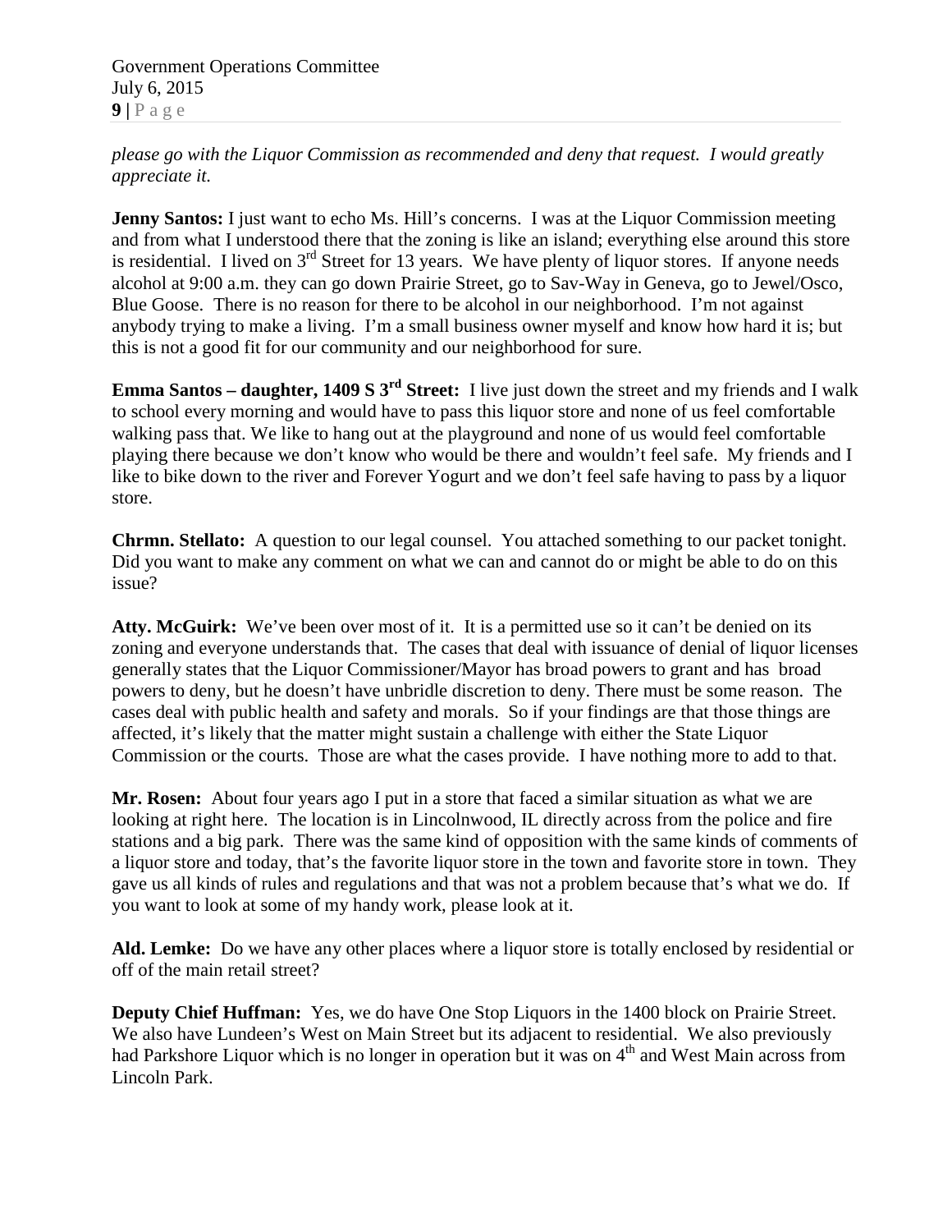*please go with the Liquor Commission as recommended and deny that request. I would greatly appreciate it.*

**Jenny Santos:** I just want to echo Ms. Hill's concerns. I was at the Liquor Commission meeting and from what I understood there that the zoning is like an island; everything else around this store is residential. I lived on 3rd Street for 13 years. We have plenty of liquor stores. If anyone needs alcohol at 9:00 a.m. they can go down Prairie Street, go to Sav-Way in Geneva, go to Jewel/Osco, Blue Goose. There is no reason for there to be alcohol in our neighborhood. I'm not against anybody trying to make a living. I'm a small business owner myself and know how hard it is; but this is not a good fit for our community and our neighborhood for sure.

**Emma Santos – daughter, 1409 S 3rd Street:** I live just down the street and my friends and I walk to school every morning and would have to pass this liquor store and none of us feel comfortable walking pass that. We like to hang out at the playground and none of us would feel comfortable playing there because we don't know who would be there and wouldn't feel safe. My friends and I like to bike down to the river and Forever Yogurt and we don't feel safe having to pass by a liquor store.

**Chrmn. Stellato:** A question to our legal counsel. You attached something to our packet tonight. Did you want to make any comment on what we can and cannot do or might be able to do on this issue?

**Atty. McGuirk:** We've been over most of it. It is a permitted use so it can't be denied on its zoning and everyone understands that. The cases that deal with issuance of denial of liquor licenses generally states that the Liquor Commissioner/Mayor has broad powers to grant and has broad powers to deny, but he doesn't have unbridle discretion to deny. There must be some reason. The cases deal with public health and safety and morals. So if your findings are that those things are affected, it's likely that the matter might sustain a challenge with either the State Liquor Commission or the courts. Those are what the cases provide. I have nothing more to add to that.

**Mr. Rosen:** About four years ago I put in a store that faced a similar situation as what we are looking at right here. The location is in Lincolnwood, IL directly across from the police and fire stations and a big park. There was the same kind of opposition with the same kinds of comments of a liquor store and today, that's the favorite liquor store in the town and favorite store in town. They gave us all kinds of rules and regulations and that was not a problem because that's what we do. If you want to look at some of my handy work, please look at it.

**Ald. Lemke:** Do we have any other places where a liquor store is totally enclosed by residential or off of the main retail street?

**Deputy Chief Huffman:** Yes, we do have One Stop Liquors in the 1400 block on Prairie Street. We also have Lundeen's West on Main Street but its adjacent to residential. We also previously had Parkshore Liquor which is no longer in operation but it was on 4th and West Main across from Lincoln Park.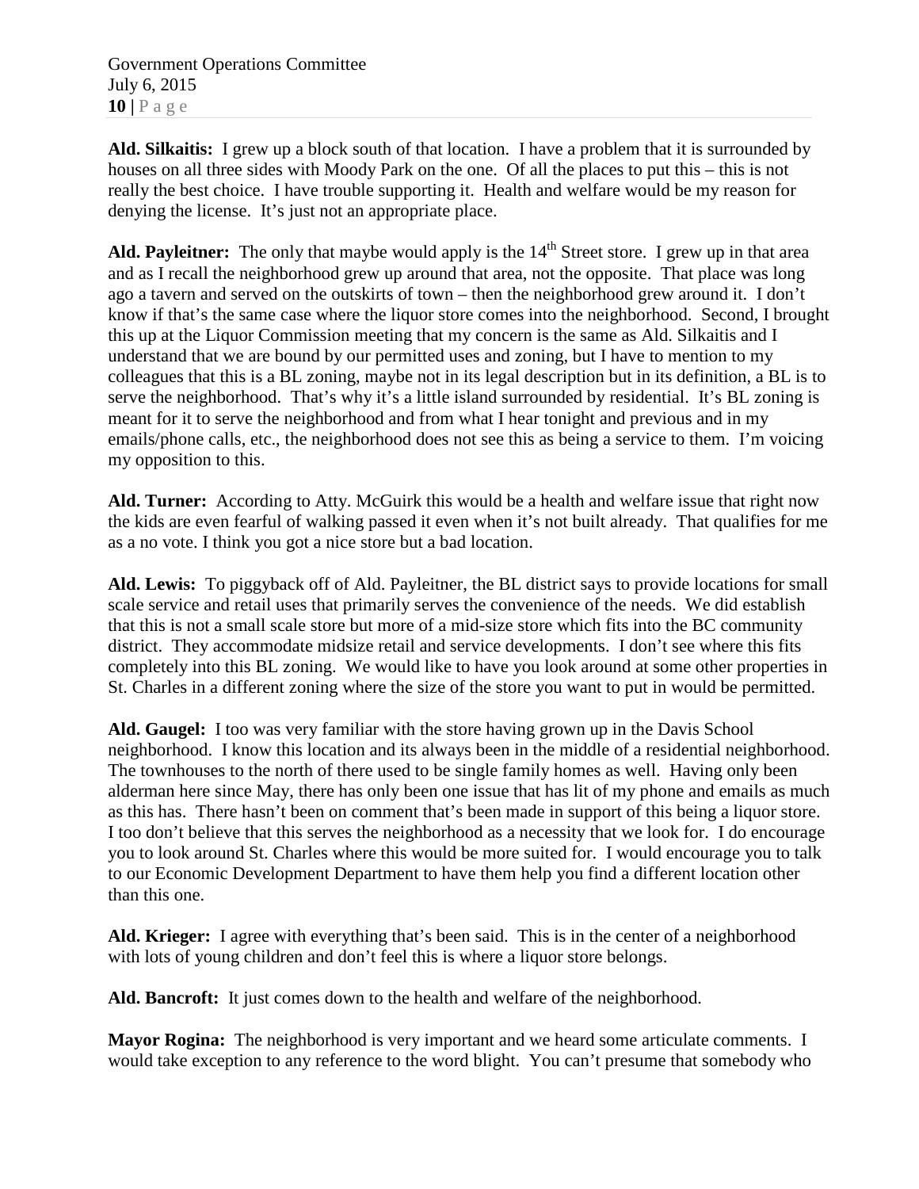**Ald. Silkaitis:** I grew up a block south of that location. I have a problem that it is surrounded by houses on all three sides with Moody Park on the one. Of all the places to put this – this is not really the best choice. I have trouble supporting it. Health and welfare would be my reason for denying the license. It's just not an appropriate place.

**Ald. Payleitner:** The only that maybe would apply is the 14th Street store. I grew up in that area and as I recall the neighborhood grew up around that area, not the opposite. That place was long ago a tavern and served on the outskirts of town – then the neighborhood grew around it. I don't know if that's the same case where the liquor store comes into the neighborhood. Second, I brought this up at the Liquor Commission meeting that my concern is the same as Ald. Silkaitis and I understand that we are bound by our permitted uses and zoning, but I have to mention to my colleagues that this is a BL zoning, maybe not in its legal description but in its definition, a BL is to serve the neighborhood. That's why it's a little island surrounded by residential. It's BL zoning is meant for it to serve the neighborhood and from what I hear tonight and previous and in my emails/phone calls, etc., the neighborhood does not see this as being a service to them. I'm voicing my opposition to this.

**Ald. Turner:** According to Atty. McGuirk this would be a health and welfare issue that right now the kids are even fearful of walking passed it even when it's not built already. That qualifies for me as a no vote. I think you got a nice store but a bad location.

**Ald. Lewis:** To piggyback off of Ald. Payleitner, the BL district says to provide locations for small scale service and retail uses that primarily serves the convenience of the needs. We did establish that this is not a small scale store but more of a mid-size store which fits into the BC community district. They accommodate midsize retail and service developments. I don't see where this fits completely into this BL zoning. We would like to have you look around at some other properties in St. Charles in a different zoning where the size of the store you want to put in would be permitted.

**Ald. Gaugel:** I too was very familiar with the store having grown up in the Davis School neighborhood. I know this location and its always been in the middle of a residential neighborhood. The townhouses to the north of there used to be single family homes as well. Having only been alderman here since May, there has only been one issue that has lit of my phone and emails as much as this has. There hasn't been on comment that's been made in support of this being a liquor store. I too don't believe that this serves the neighborhood as a necessity that we look for. I do encourage you to look around St. Charles where this would be more suited for. I would encourage you to talk to our Economic Development Department to have them help you find a different location other than this one.

**Ald. Krieger:** I agree with everything that's been said. This is in the center of a neighborhood with lots of young children and don't feel this is where a liquor store belongs.

**Ald. Bancroft:** It just comes down to the health and welfare of the neighborhood.

**Mayor Rogina:** The neighborhood is very important and we heard some articulate comments. I would take exception to any reference to the word blight. You can't presume that somebody who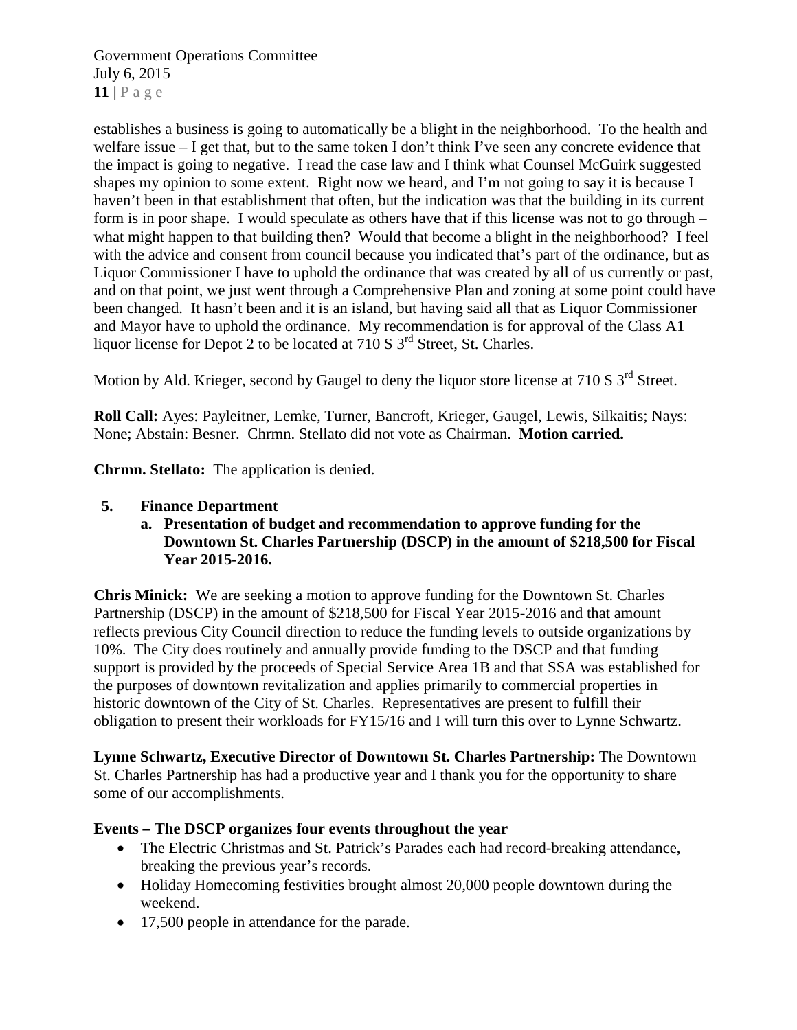establishes a business is going to automatically be a blight in the neighborhood. To the health and welfare issue – I get that, but to the same token I don't think I've seen any concrete evidence that the impact is going to negative. I read the case law and I think what Counsel McGuirk suggested shapes my opinion to some extent. Right now we heard, and I'm not going to say it is because I haven't been in that establishment that often, but the indication was that the building in its current form is in poor shape. I would speculate as others have that if this license was not to go through – what might happen to that building then? Would that become a blight in the neighborhood? I feel with the advice and consent from council because you indicated that's part of the ordinance, but as Liquor Commissioner I have to uphold the ordinance that was created by all of us currently or past, and on that point, we just went through a Comprehensive Plan and zoning at some point could have been changed. It hasn't been and it is an island, but having said all that as Liquor Commissioner and Mayor have to uphold the ordinance. My recommendation is for approval of the Class A1 liquor license for Depot 2 to be located at 710 S 3rd Street, St. Charles.

Motion by Ald. Krieger, second by Gaugel to deny the liquor store license at 710 S 3rd Street.

**Roll Call:** Ayes: Payleitner, Lemke, Turner, Bancroft, Krieger, Gaugel, Lewis, Silkaitis; Nays: None; Abstain: Besner. Chrmn. Stellato did not vote as Chairman. **Motion carried.**

**Chrmn. Stellato:** The application is denied.

5. **Finance Department**
   a. **Presentation of budget and recommendation to approve funding for the Downtown St. Charles Partnership (DSCP) in the amount of $218,500 for Fiscal Year 2015-2016.**

**Chris Minick:** We are seeking a motion to approve funding for the Downtown St. Charles Partnership (DSCP) in the amount of $218,500 for Fiscal Year 2015-2016 and that amount reflects previous City Council direction to reduce the funding levels to outside organizations by 10%. The City does routinely and annually provide funding to the DSCP and that funding support is provided by the proceeds of Special Service Area 1B and that SSA was established for the purposes of downtown revitalization and applies primarily to commercial properties in historic downtown of the City of St. Charles. Representatives are present to fulfill their obligation to present their workloads for FY15/16 and I will turn this over to Lynne Schwartz.

**Lynne Schwartz, Executive Director of Downtown St. Charles Partnership:** The Downtown St. Charles Partnership has had a productive year and I thank you for the opportunity to share some of our accomplishments.

**Events – The DSCP organizes four events throughout the year**

- The Electric Christmas and St. Patrick's Parades each had record-breaking attendance, breaking the previous year's records.
- Holiday Homecoming festivities brought almost 20,000 people downtown during the weekend.
- 17,500 people in attendance for the parade.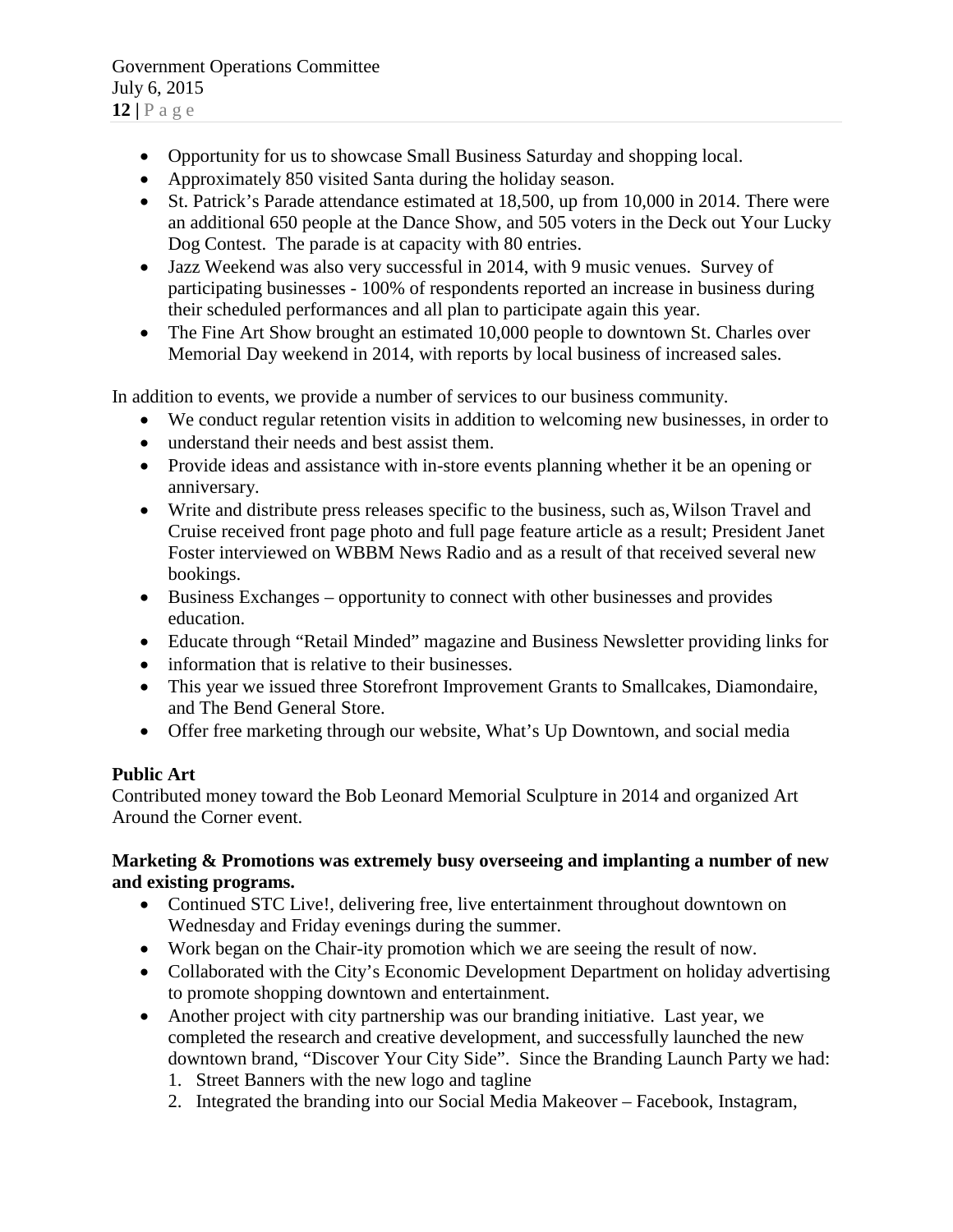- Opportunity for us to showcase Small Business Saturday and shopping local.
- Approximately 850 visited Santa during the holiday season.
- St. Patrick's Parade attendance estimated at 18,500, up from 10,000 in 2014. There were an additional 650 people at the Dance Show, and 505 voters in the Deck out Your Lucky Dog Contest. The parade is at capacity with 80 entries.
- Jazz Weekend was also very successful in 2014, with 9 music venues. Survey of participating businesses - 100% of respondents reported an increase in business during their scheduled performances and all plan to participate again this year.
- The Fine Art Show brought an estimated 10,000 people to downtown St. Charles over Memorial Day weekend in 2014, with reports by local business of increased sales.

In addition to events, we provide a number of services to our business community.

- We conduct regular retention visits in addition to welcoming new businesses, in order to
- understand their needs and best assist them.
- Provide ideas and assistance with in-store events planning whether it be an opening or anniversary.
- Write and distribute press releases specific to the business, such as, Wilson Travel and Cruise received front page photo and full page feature article as a result; President Janet Foster interviewed on WBBM News Radio and as a result of that received several new bookings.
- Business Exchanges – opportunity to connect with other businesses and provides education.
- Educate through "Retail Minded" magazine and Business Newsletter providing links for
- information that is relative to their businesses.
- This year we issued three Storefront Improvement Grants to Smallcakes, Diamondaire, and The Bend General Store.
- Offer free marketing through our website, What's Up Downtown, and social media

**Public Art**
Contributed money toward the Bob Leonard Memorial Sculpture in 2014 and organized Art Around the Corner event.

**Marketing & Promotions was extremely busy overseeing and implanting a number of new and existing programs.**

- Continued STC Live!, delivering free, live entertainment throughout downtown on Wednesday and Friday evenings during the summer.
- Work began on the Chair-ity promotion which we are seeing the result of now.
- Collaborated with the City's Economic Development Department on holiday advertising to promote shopping downtown and entertainment.
- Another project with city partnership was our branding initiative. Last year, we completed the research and creative development, and successfully launched the new downtown brand, "Discover Your City Side". Since the Branding Launch Party we had:
  1. Street Banners with the new logo and tagline
  2. Integrated the branding into our Social Media Makeover – Facebook, Instagram,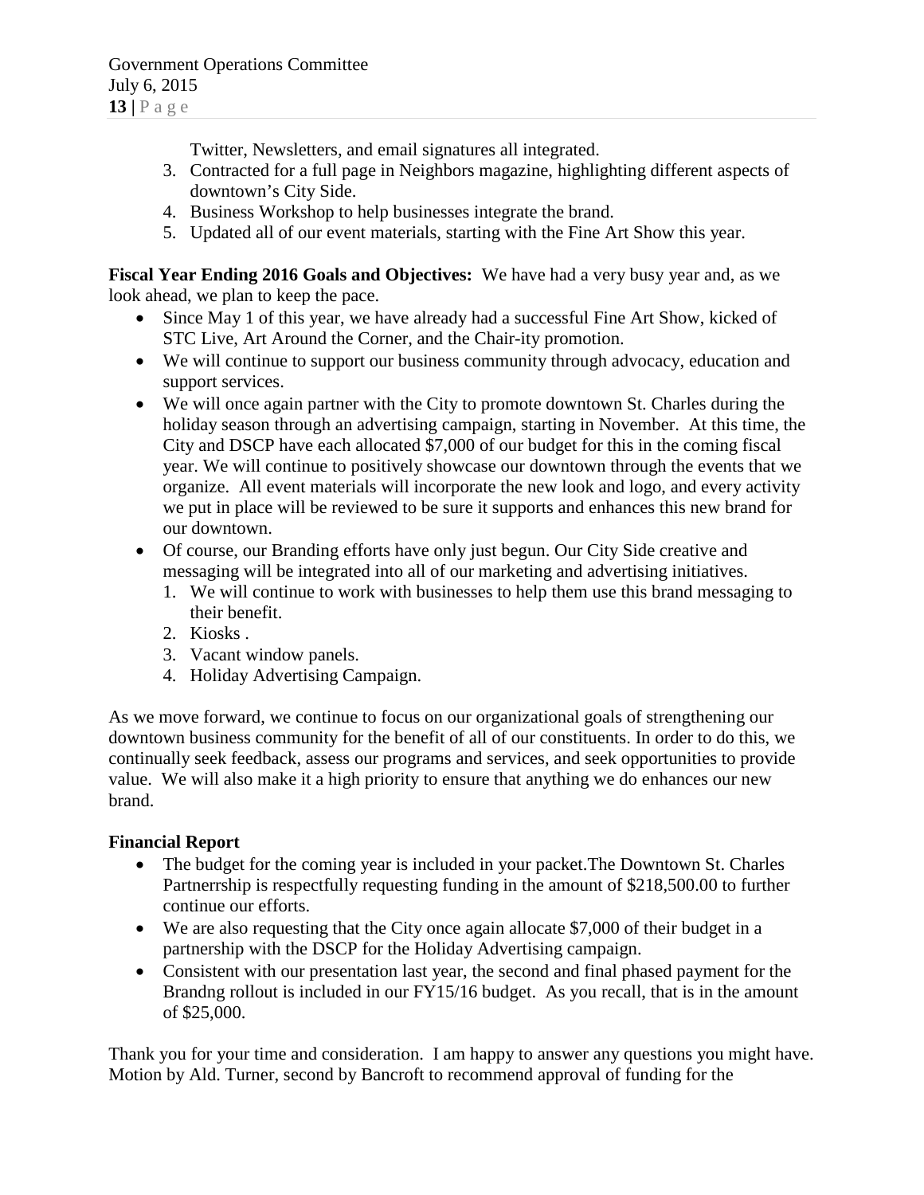Twitter, Newsletters, and email signatures all integrated.

3. Contracted for a full page in Neighbors magazine, highlighting different aspects of downtown's City Side.
4. Business Workshop to help businesses integrate the brand.
5. Updated all of our event materials, starting with the Fine Art Show this year.

**Fiscal Year Ending 2016 Goals and Objectives:** We have had a very busy year and, as we look ahead, we plan to keep the pace.

- Since May 1 of this year, we have already had a successful Fine Art Show, kicked of STC Live, Art Around the Corner, and the Chair-ity promotion.
- We will continue to support our business community through advocacy, education and support services.
- We will once again partner with the City to promote downtown St. Charles during the holiday season through an advertising campaign, starting in November. At this time, the City and DSCP have each allocated $7,000 of our budget for this in the coming fiscal year. We will continue to positively showcase our downtown through the events that we organize. All event materials will incorporate the new look and logo, and every activity we put in place will be reviewed to be sure it supports and enhances this new brand for our downtown.
- Of course, our Branding efforts have only just begun. Our City Side creative and messaging will be integrated into all of our marketing and advertising initiatives.
  1. We will continue to work with businesses to help them use this brand messaging to their benefit.
  2. Kiosks .
  3. Vacant window panels.
  4. Holiday Advertising Campaign.

As we move forward, we continue to focus on our organizational goals of strengthening our downtown business community for the benefit of all of our constituents. In order to do this, we continually seek feedback, assess our programs and services, and seek opportunities to provide value. We will also make it a high priority to ensure that anything we do enhances our new brand.

**Financial Report**

- The budget for the coming year is included in your packet.The Downtown St. Charles Partnerrship is respectfully requesting funding in the amount of $218,500.00 to further continue our efforts.
- We are also requesting that the City once again allocate $7,000 of their budget in a partnership with the DSCP for the Holiday Advertising campaign.
- Consistent with our presentation last year, the second and final phased payment for the Brandng rollout is included in our FY15/16 budget. As you recall, that is in the amount of $25,000.

Thank you for your time and consideration. I am happy to answer any questions you might have.
Motion by Ald. Turner, second by Bancroft to recommend approval of funding for the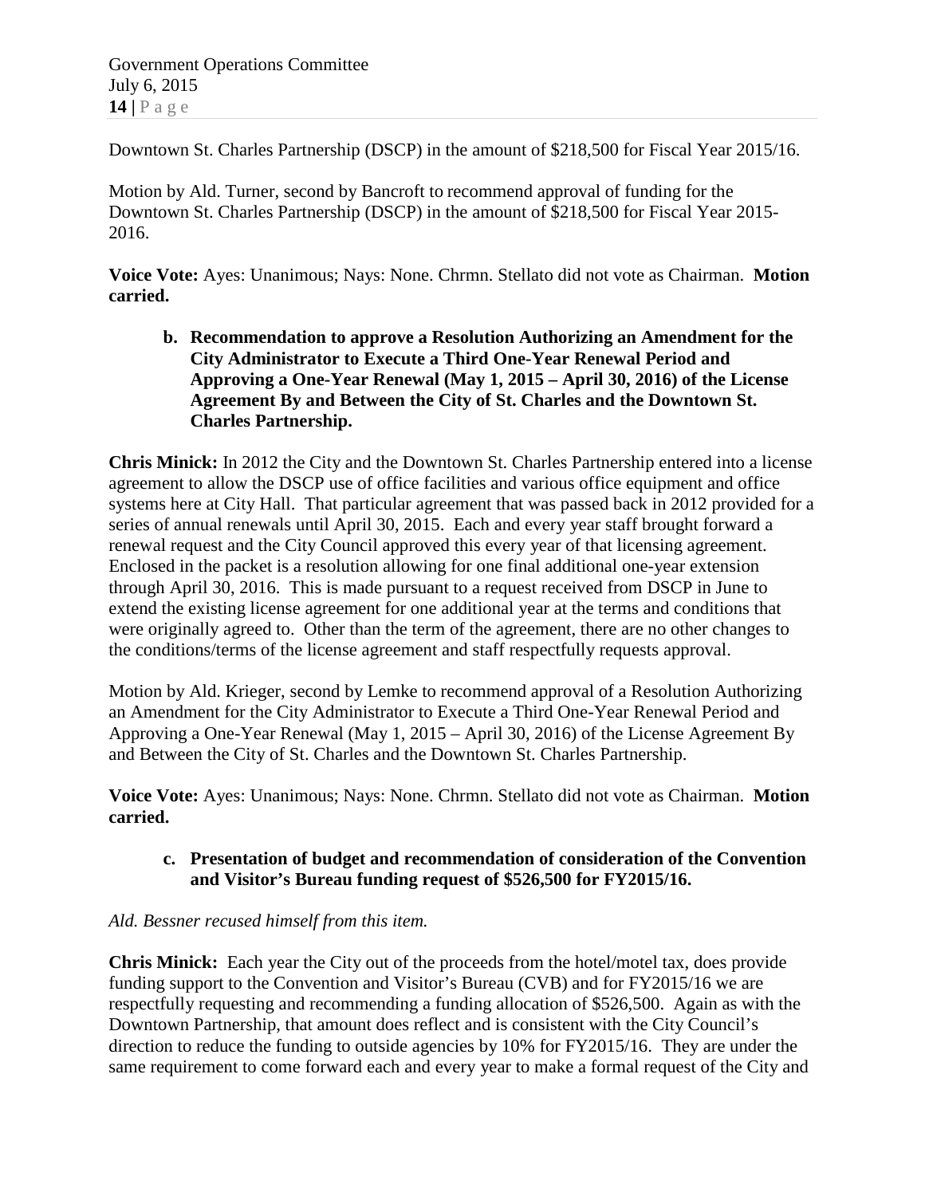Downtown St. Charles Partnership (DSCP) in the amount of $218,500 for Fiscal Year 2015/16.

Motion by Ald. Turner, second by Bancroft to recommend approval of funding for the Downtown St. Charles Partnership (DSCP) in the amount of $218,500 for Fiscal Year 2015-2016.

**Voice Vote:** Ayes: Unanimous; Nays: None. Chrmn. Stellato did not vote as Chairman. **Motion carried.**

**b. Recommendation to approve a Resolution Authorizing an Amendment for the City Administrator to Execute a Third One-Year Renewal Period and Approving a One-Year Renewal (May 1, 2015 – April 30, 2016) of the License Agreement By and Between the City of St. Charles and the Downtown St. Charles Partnership.**

**Chris Minick:** In 2012 the City and the Downtown St. Charles Partnership entered into a license agreement to allow the DSCP use of office facilities and various office equipment and office systems here at City Hall. That particular agreement that was passed back in 2012 provided for a series of annual renewals until April 30, 2015. Each and every year staff brought forward a renewal request and the City Council approved this every year of that licensing agreement. Enclosed in the packet is a resolution allowing for one final additional one-year extension through April 30, 2016. This is made pursuant to a request received from DSCP in June to extend the existing license agreement for one additional year at the terms and conditions that were originally agreed to. Other than the term of the agreement, there are no other changes to the conditions/terms of the license agreement and staff respectfully requests approval.

Motion by Ald. Krieger, second by Lemke to recommend approval of a Resolution Authorizing an Amendment for the City Administrator to Execute a Third One-Year Renewal Period and Approving a One-Year Renewal (May 1, 2015 – April 30, 2016) of the License Agreement By and Between the City of St. Charles and the Downtown St. Charles Partnership.

**Voice Vote:** Ayes: Unanimous; Nays: None. Chrmn. Stellato did not vote as Chairman. **Motion carried.**

**c. Presentation of budget and recommendation of consideration of the Convention and Visitor's Bureau funding request of $526,500 for FY2015/16.**

*Ald. Bessner recused himself from this item.*

**Chris Minick:** Each year the City out of the proceeds from the hotel/motel tax, does provide funding support to the Convention and Visitor's Bureau (CVB) and for FY2015/16 we are respectfully requesting and recommending a funding allocation of $526,500. Again as with the Downtown Partnership, that amount does reflect and is consistent with the City Council's direction to reduce the funding to outside agencies by 10% for FY2015/16. They are under the same requirement to come forward each and every year to make a formal request of the City and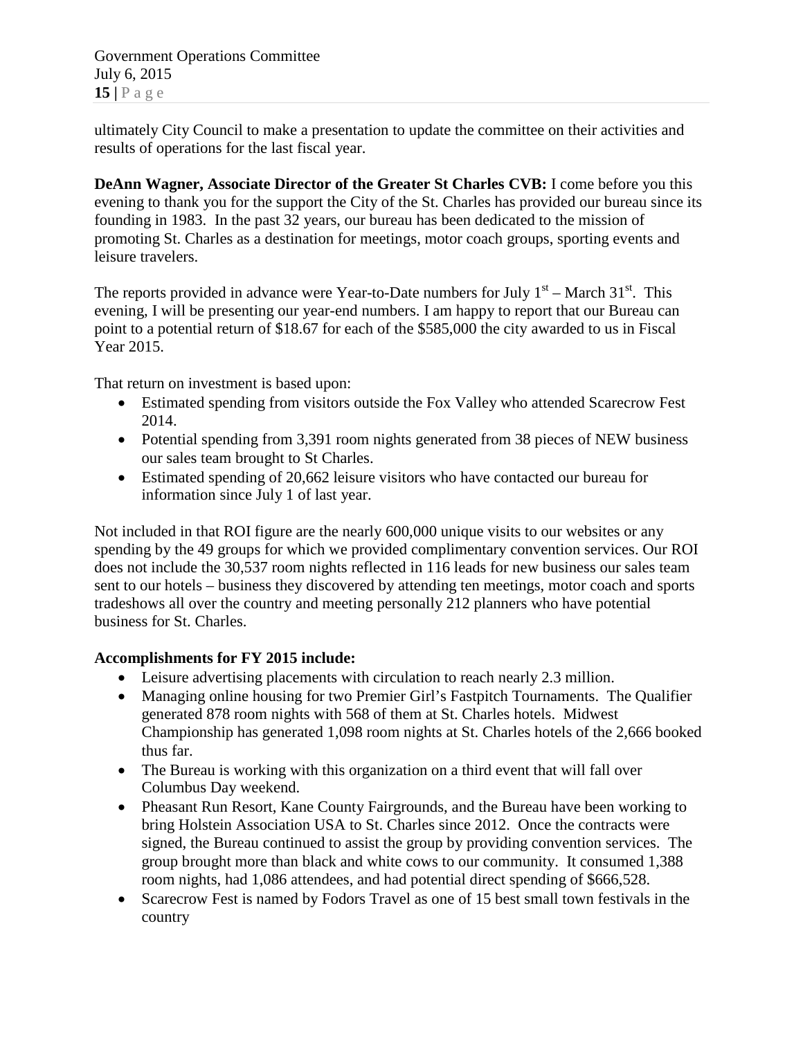ultimately City Council to make a presentation to update the committee on their activities and results of operations for the last fiscal year.

**DeAnn Wagner, Associate Director of the Greater St Charles CVB:** I come before you this evening to thank you for the support the City of the St. Charles has provided our bureau since its founding in 1983. In the past 32 years, our bureau has been dedicated to the mission of promoting St. Charles as a destination for meetings, motor coach groups, sporting events and leisure travelers.

The reports provided in advance were Year-to-Date numbers for July 1st – March 31st. This evening, I will be presenting our year-end numbers. I am happy to report that our Bureau can point to a potential return of $18.67 for each of the $585,000 the city awarded to us in Fiscal Year 2015.

That return on investment is based upon:

- Estimated spending from visitors outside the Fox Valley who attended Scarecrow Fest 2014.
- Potential spending from 3,391 room nights generated from 38 pieces of NEW business our sales team brought to St Charles.
- Estimated spending of 20,662 leisure visitors who have contacted our bureau for information since July 1 of last year.

Not included in that ROI figure are the nearly 600,000 unique visits to our websites or any spending by the 49 groups for which we provided complimentary convention services. Our ROI does not include the 30,537 room nights reflected in 116 leads for new business our sales team sent to our hotels – business they discovered by attending ten meetings, motor coach and sports tradeshows all over the country and meeting personally 212 planners who have potential business for St. Charles.

**Accomplishments for FY 2015 include:**

- Leisure advertising placements with circulation to reach nearly 2.3 million.
- Managing online housing for two Premier Girl's Fastpitch Tournaments. The Qualifier generated 878 room nights with 568 of them at St. Charles hotels. Midwest Championship has generated 1,098 room nights at St. Charles hotels of the 2,666 booked thus far.
- The Bureau is working with this organization on a third event that will fall over Columbus Day weekend.
- Pheasant Run Resort, Kane County Fairgrounds, and the Bureau have been working to bring Holstein Association USA to St. Charles since 2012. Once the contracts were signed, the Bureau continued to assist the group by providing convention services. The group brought more than black and white cows to our community. It consumed 1,388 room nights, had 1,086 attendees, and had potential direct spending of $666,528.
- Scarecrow Fest is named by Fodors Travel as one of 15 best small town festivals in the country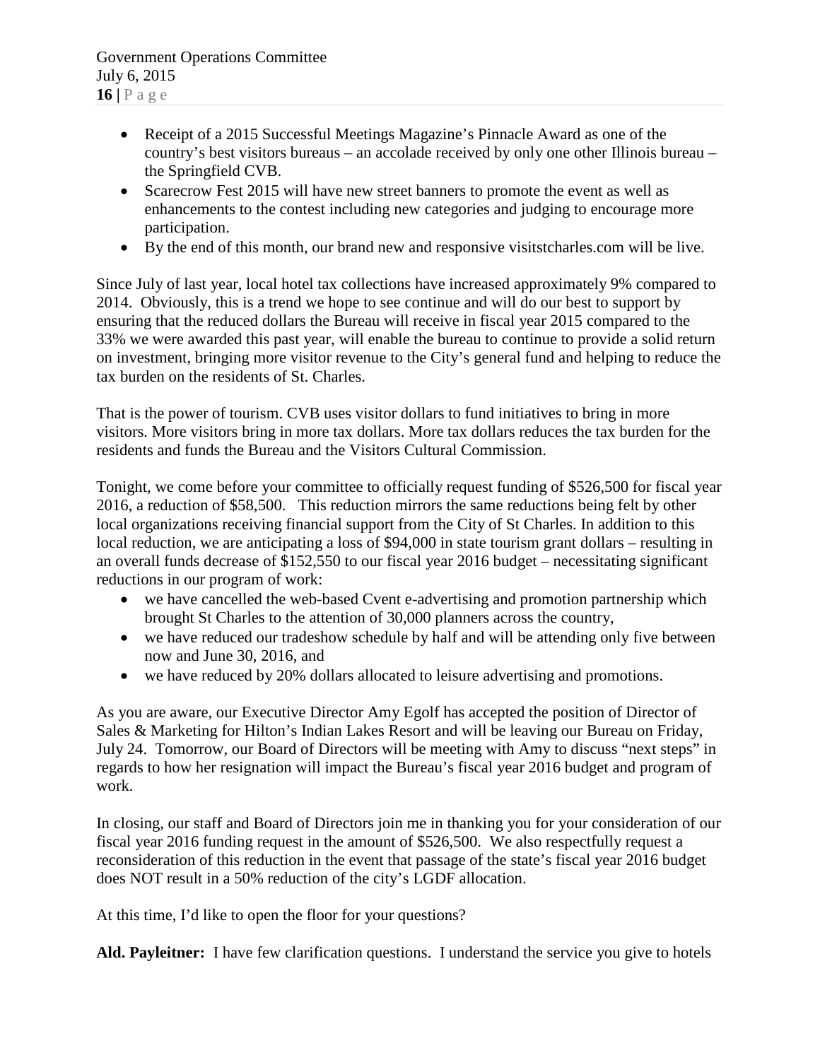- Receipt of a 2015 Successful Meetings Magazine's Pinnacle Award as one of the country's best visitors bureaus – an accolade received by only one other Illinois bureau – the Springfield CVB.
- Scarecrow Fest 2015 will have new street banners to promote the event as well as enhancements to the contest including new categories and judging to encourage more participation.
- By the end of this month, our brand new and responsive visitstcharles.com will be live.

Since July of last year, local hotel tax collections have increased approximately 9% compared to 2014. Obviously, this is a trend we hope to see continue and will do our best to support by ensuring that the reduced dollars the Bureau will receive in fiscal year 2015 compared to the 33% we were awarded this past year, will enable the bureau to continue to provide a solid return on investment, bringing more visitor revenue to the City's general fund and helping to reduce the tax burden on the residents of St. Charles.

That is the power of tourism. CVB uses visitor dollars to fund initiatives to bring in more visitors. More visitors bring in more tax dollars. More tax dollars reduces the tax burden for the residents and funds the Bureau and the Visitors Cultural Commission.

Tonight, we come before your committee to officially request funding of $526,500 for fiscal year 2016, a reduction of $58,500. This reduction mirrors the same reductions being felt by other local organizations receiving financial support from the City of St Charles. In addition to this local reduction, we are anticipating a loss of $94,000 in state tourism grant dollars – resulting in an overall funds decrease of $152,550 to our fiscal year 2016 budget – necessitating significant reductions in our program of work:

- we have cancelled the web-based Cvent e-advertising and promotion partnership which brought St Charles to the attention of 30,000 planners across the country,
- we have reduced our tradeshow schedule by half and will be attending only five between now and June 30, 2016, and
- we have reduced by 20% dollars allocated to leisure advertising and promotions.

As you are aware, our Executive Director Amy Egolf has accepted the position of Director of Sales & Marketing for Hilton's Indian Lakes Resort and will be leaving our Bureau on Friday, July 24. Tomorrow, our Board of Directors will be meeting with Amy to discuss "next steps" in regards to how her resignation will impact the Bureau's fiscal year 2016 budget and program of work.

In closing, our staff and Board of Directors join me in thanking you for your consideration of our fiscal year 2016 funding request in the amount of $526,500. We also respectfully request a reconsideration of this reduction in the event that passage of the state's fiscal year 2016 budget does NOT result in a 50% reduction of the city's LGDF allocation.

At this time, I'd like to open the floor for your questions?

**Ald. Payleitner:** I have few clarification questions. I understand the service you give to hotels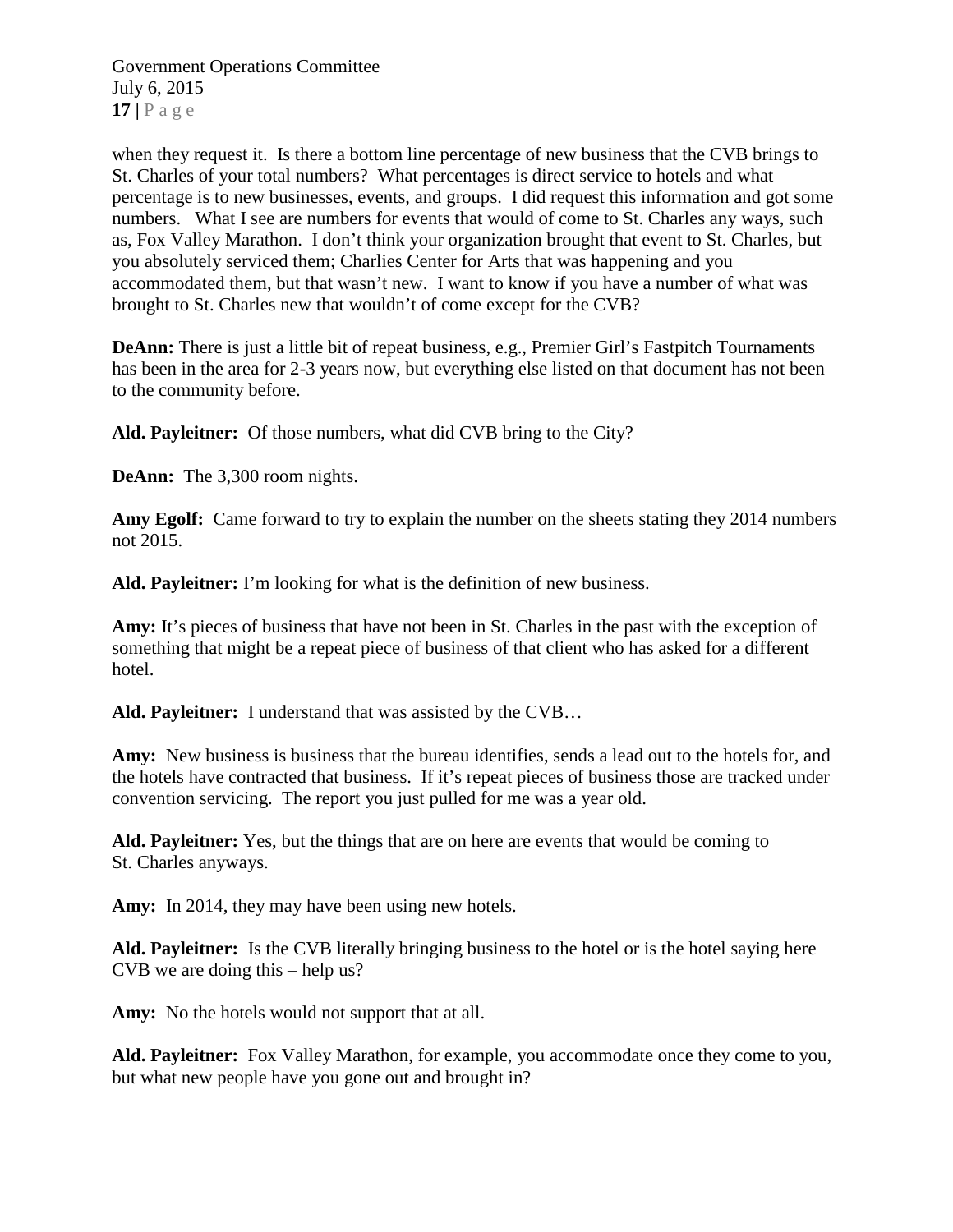when they request it. Is there a bottom line percentage of new business that the CVB brings to St. Charles of your total numbers? What percentages is direct service to hotels and what percentage is to new businesses, events, and groups. I did request this information and got some numbers. What I see are numbers for events that would of come to St. Charles any ways, such as, Fox Valley Marathon. I don't think your organization brought that event to St. Charles, but you absolutely serviced them; Charlies Center for Arts that was happening and you accommodated them, but that wasn't new. I want to know if you have a number of what was brought to St. Charles new that wouldn't of come except for the CVB?

**DeAnn:** There is just a little bit of repeat business, e.g., Premier Girl's Fastpitch Tournaments has been in the area for 2-3 years now, but everything else listed on that document has not been to the community before.

**Ald. Payleitner:** Of those numbers, what did CVB bring to the City?

**DeAnn:** The 3,300 room nights.

**Amy Egolf:** Came forward to try to explain the number on the sheets stating they 2014 numbers not 2015.

**Ald. Payleitner:** I'm looking for what is the definition of new business.

**Amy:** It's pieces of business that have not been in St. Charles in the past with the exception of something that might be a repeat piece of business of that client who has asked for a different hotel.

**Ald. Payleitner:** I understand that was assisted by the CVB…

**Amy:** New business is business that the bureau identifies, sends a lead out to the hotels for, and the hotels have contracted that business. If it's repeat pieces of business those are tracked under convention servicing. The report you just pulled for me was a year old.

**Ald. Payleitner:** Yes, but the things that are on here are events that would be coming to St. Charles anyways.

**Amy:** In 2014, they may have been using new hotels.

**Ald. Payleitner:** Is the CVB literally bringing business to the hotel or is the hotel saying here CVB we are doing this – help us?

**Amy:** No the hotels would not support that at all.

**Ald. Payleitner:** Fox Valley Marathon, for example, you accommodate once they come to you, but what new people have you gone out and brought in?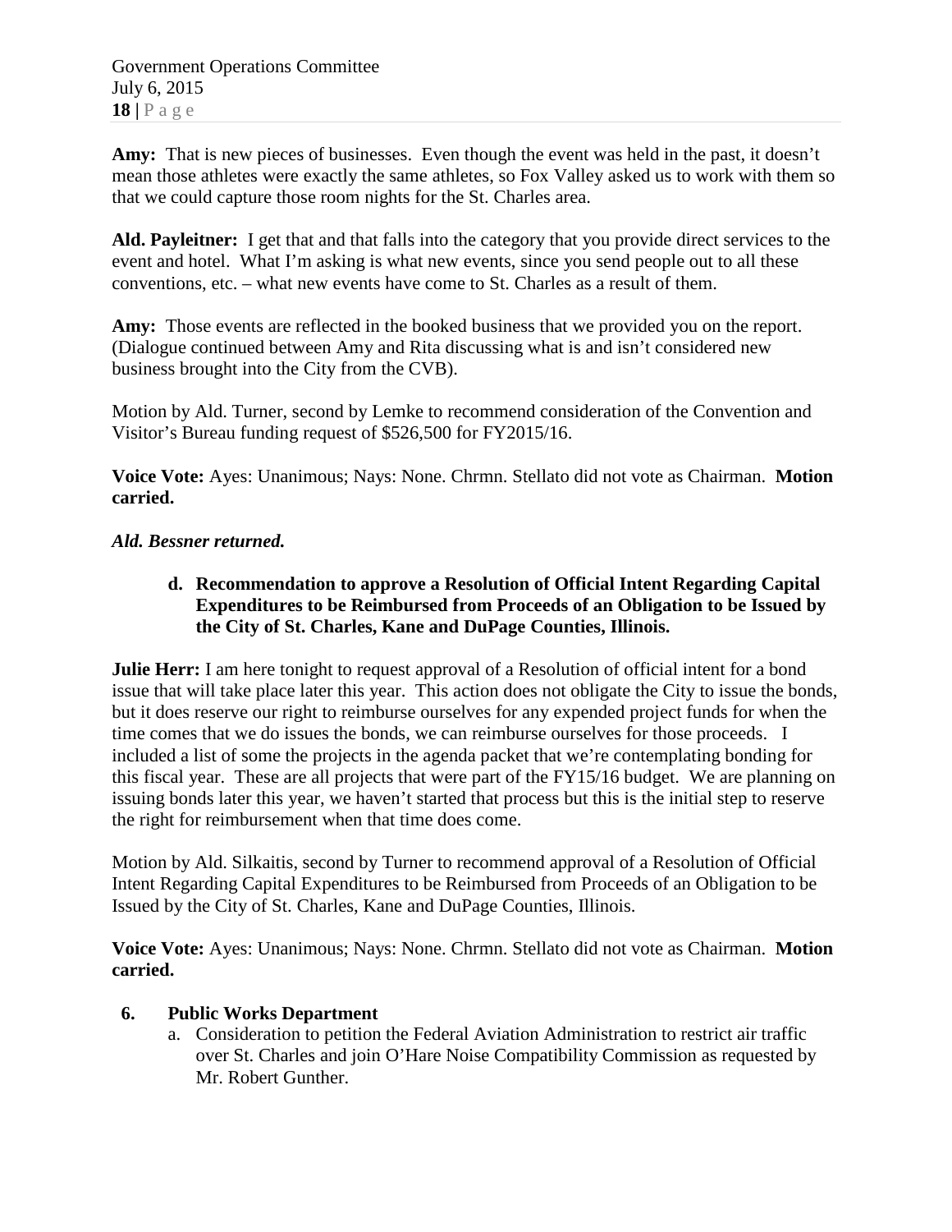**Amy:** That is new pieces of businesses. Even though the event was held in the past, it doesn't mean those athletes were exactly the same athletes, so Fox Valley asked us to work with them so that we could capture those room nights for the St. Charles area.

**Ald. Payleitner:** I get that and that falls into the category that you provide direct services to the event and hotel. What I'm asking is what new events, since you send people out to all these conventions, etc. – what new events have come to St. Charles as a result of them.

**Amy:** Those events are reflected in the booked business that we provided you on the report. (Dialogue continued between Amy and Rita discussing what is and isn't considered new business brought into the City from the CVB).

Motion by Ald. Turner, second by Lemke to recommend consideration of the Convention and Visitor's Bureau funding request of $526,500 for FY2015/16.

**Voice Vote:** Ayes: Unanimous; Nays: None. Chrmn. Stellato did not vote as Chairman. **Motion carried.**

***Ald. Bessner returned.***

**d. Recommendation to approve a Resolution of Official Intent Regarding Capital Expenditures to be Reimbursed from Proceeds of an Obligation to be Issued by the City of St. Charles, Kane and DuPage Counties, Illinois.**

**Julie Herr:** I am here tonight to request approval of a Resolution of official intent for a bond issue that will take place later this year. This action does not obligate the City to issue the bonds, but it does reserve our right to reimburse ourselves for any expended project funds for when the time comes that we do issues the bonds, we can reimburse ourselves for those proceeds. I included a list of some the projects in the agenda packet that we're contemplating bonding for this fiscal year. These are all projects that were part of the FY15/16 budget. We are planning on issuing bonds later this year, we haven't started that process but this is the initial step to reserve the right for reimbursement when that time does come.

Motion by Ald. Silkaitis, second by Turner to recommend approval of a Resolution of Official Intent Regarding Capital Expenditures to be Reimbursed from Proceeds of an Obligation to be Issued by the City of St. Charles, Kane and DuPage Counties, Illinois.

**Voice Vote:** Ayes: Unanimous; Nays: None. Chrmn. Stellato did not vote as Chairman. **Motion carried.**

**6. Public Works Department**

a. Consideration to petition the Federal Aviation Administration to restrict air traffic over St. Charles and join O'Hare Noise Compatibility Commission as requested by Mr. Robert Gunther.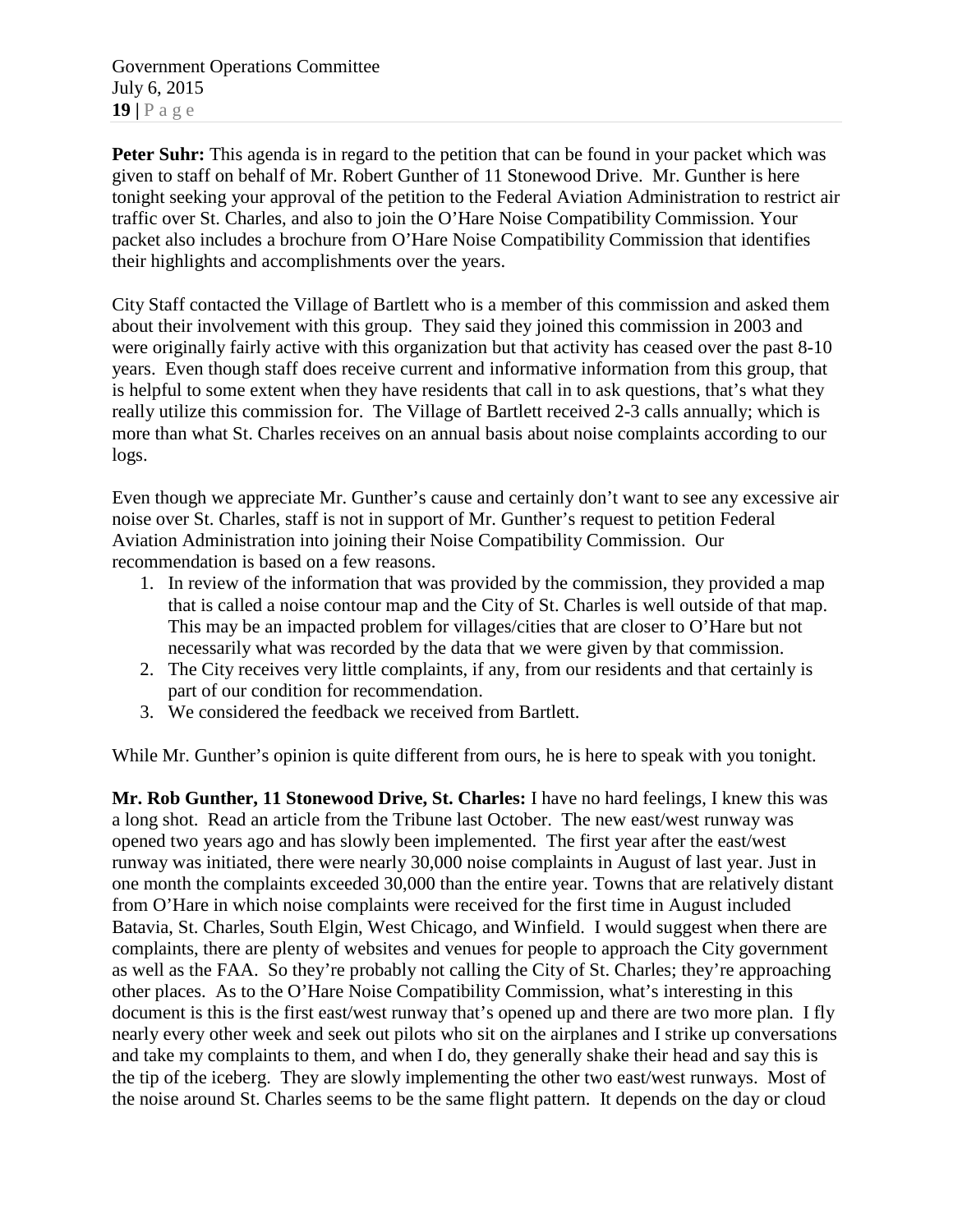**Peter Suhr:** This agenda is in regard to the petition that can be found in your packet which was given to staff on behalf of Mr. Robert Gunther of 11 Stonewood Drive. Mr. Gunther is here tonight seeking your approval of the petition to the Federal Aviation Administration to restrict air traffic over St. Charles, and also to join the O'Hare Noise Compatibility Commission. Your packet also includes a brochure from O'Hare Noise Compatibility Commission that identifies their highlights and accomplishments over the years.

City Staff contacted the Village of Bartlett who is a member of this commission and asked them about their involvement with this group. They said they joined this commission in 2003 and were originally fairly active with this organization but that activity has ceased over the past 8-10 years. Even though staff does receive current and informative information from this group, that is helpful to some extent when they have residents that call in to ask questions, that's what they really utilize this commission for. The Village of Bartlett received 2-3 calls annually; which is more than what St. Charles receives on an annual basis about noise complaints according to our logs.

Even though we appreciate Mr. Gunther's cause and certainly don't want to see any excessive air noise over St. Charles, staff is not in support of Mr. Gunther's request to petition Federal Aviation Administration into joining their Noise Compatibility Commission. Our recommendation is based on a few reasons.

1. In review of the information that was provided by the commission, they provided a map that is called a noise contour map and the City of St. Charles is well outside of that map. This may be an impacted problem for villages/cities that are closer to O'Hare but not necessarily what was recorded by the data that we were given by that commission.
2. The City receives very little complaints, if any, from our residents and that certainly is part of our condition for recommendation.
3. We considered the feedback we received from Bartlett.

While Mr. Gunther's opinion is quite different from ours, he is here to speak with you tonight.

**Mr. Rob Gunther, 11 Stonewood Drive, St. Charles:** I have no hard feelings, I knew this was a long shot. Read an article from the Tribune last October. The new east/west runway was opened two years ago and has slowly been implemented. The first year after the east/west runway was initiated, there were nearly 30,000 noise complaints in August of last year. Just in one month the complaints exceeded 30,000 than the entire year. Towns that are relatively distant from O'Hare in which noise complaints were received for the first time in August included Batavia, St. Charles, South Elgin, West Chicago, and Winfield. I would suggest when there are complaints, there are plenty of websites and venues for people to approach the City government as well as the FAA. So they're probably not calling the City of St. Charles; they're approaching other places. As to the O'Hare Noise Compatibility Commission, what's interesting in this document is this is the first east/west runway that's opened up and there are two more plan. I fly nearly every other week and seek out pilots who sit on the airplanes and I strike up conversations and take my complaints to them, and when I do, they generally shake their head and say this is the tip of the iceberg. They are slowly implementing the other two east/west runways. Most of the noise around St. Charles seems to be the same flight pattern. It depends on the day or cloud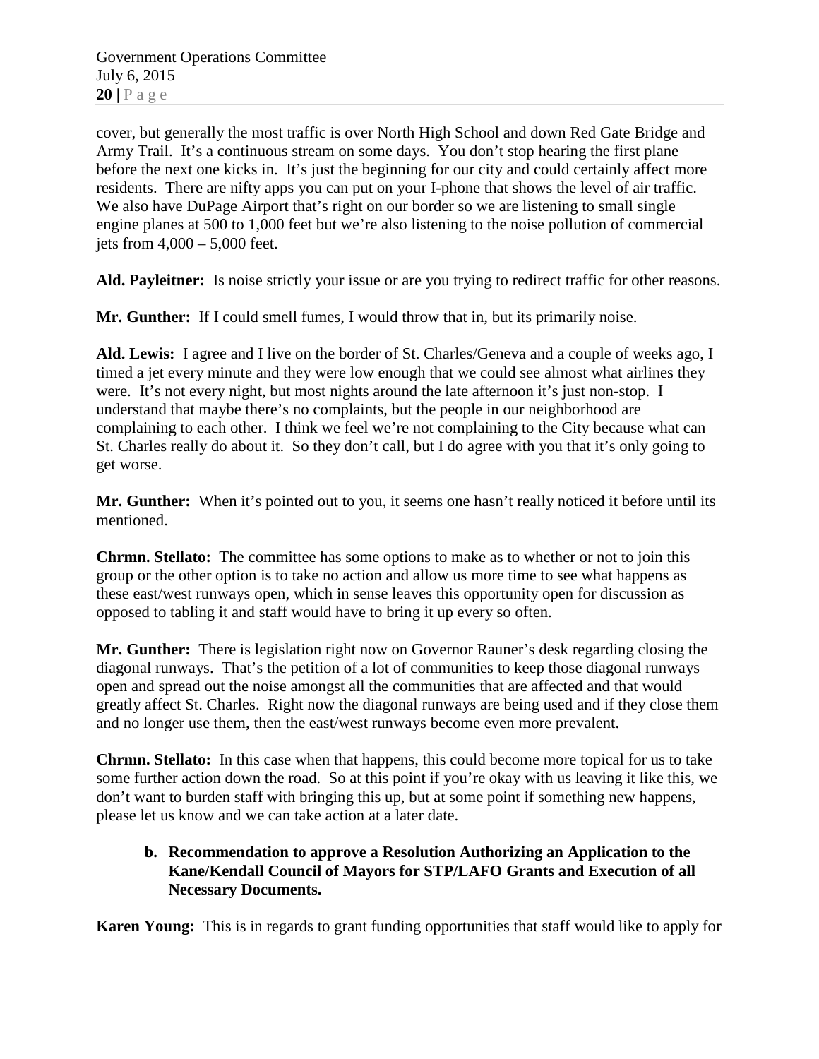cover, but generally the most traffic is over North High School and down Red Gate Bridge and Army Trail. It's a continuous stream on some days. You don't stop hearing the first plane before the next one kicks in. It's just the beginning for our city and could certainly affect more residents. There are nifty apps you can put on your I-phone that shows the level of air traffic. We also have DuPage Airport that's right on our border so we are listening to small single engine planes at 500 to 1,000 feet but we're also listening to the noise pollution of commercial jets from 4,000 – 5,000 feet.

**Ald. Payleitner:** Is noise strictly your issue or are you trying to redirect traffic for other reasons.

**Mr. Gunther:** If I could smell fumes, I would throw that in, but its primarily noise.

**Ald. Lewis:** I agree and I live on the border of St. Charles/Geneva and a couple of weeks ago, I timed a jet every minute and they were low enough that we could see almost what airlines they were. It's not every night, but most nights around the late afternoon it's just non-stop. I understand that maybe there's no complaints, but the people in our neighborhood are complaining to each other. I think we feel we're not complaining to the City because what can St. Charles really do about it. So they don't call, but I do agree with you that it's only going to get worse.

**Mr. Gunther:** When it's pointed out to you, it seems one hasn't really noticed it before until its mentioned.

**Chrmn. Stellato:** The committee has some options to make as to whether or not to join this group or the other option is to take no action and allow us more time to see what happens as these east/west runways open, which in sense leaves this opportunity open for discussion as opposed to tabling it and staff would have to bring it up every so often.

**Mr. Gunther:** There is legislation right now on Governor Rauner's desk regarding closing the diagonal runways. That's the petition of a lot of communities to keep those diagonal runways open and spread out the noise amongst all the communities that are affected and that would greatly affect St. Charles. Right now the diagonal runways are being used and if they close them and no longer use them, then the east/west runways become even more prevalent.

**Chrmn. Stellato:** In this case when that happens, this could become more topical for us to take some further action down the road. So at this point if you're okay with us leaving it like this, we don't want to burden staff with bringing this up, but at some point if something new happens, please let us know and we can take action at a later date.

**b. Recommendation to approve a Resolution Authorizing an Application to the Kane/Kendall Council of Mayors for STP/LAFO Grants and Execution of all Necessary Documents.**

**Karen Young:** This is in regards to grant funding opportunities that staff would like to apply for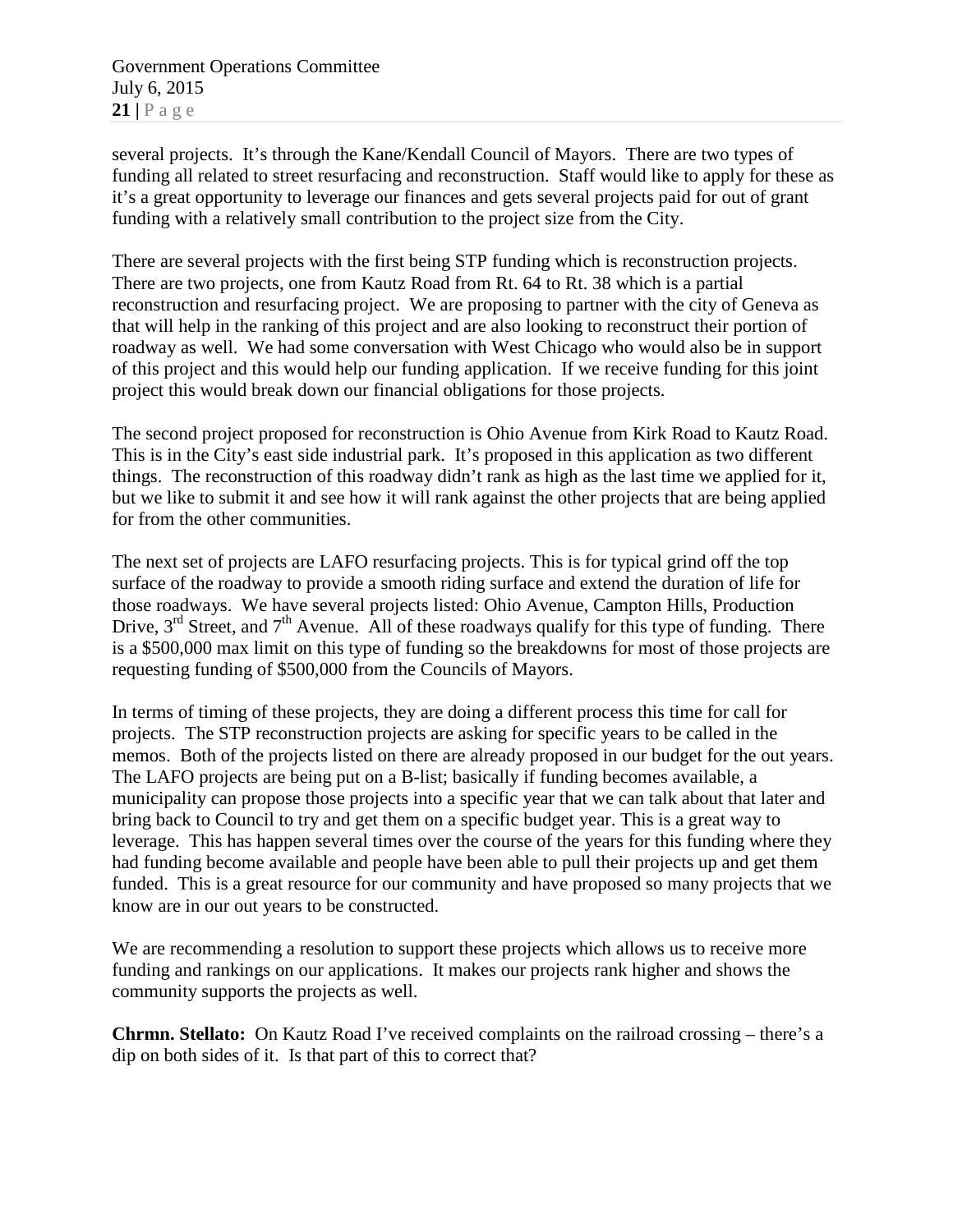several projects. It's through the Kane/Kendall Council of Mayors. There are two types of funding all related to street resurfacing and reconstruction. Staff would like to apply for these as it's a great opportunity to leverage our finances and gets several projects paid for out of grant funding with a relatively small contribution to the project size from the City.

There are several projects with the first being STP funding which is reconstruction projects. There are two projects, one from Kautz Road from Rt. 64 to Rt. 38 which is a partial reconstruction and resurfacing project. We are proposing to partner with the city of Geneva as that will help in the ranking of this project and are also looking to reconstruct their portion of roadway as well. We had some conversation with West Chicago who would also be in support of this project and this would help our funding application. If we receive funding for this joint project this would break down our financial obligations for those projects.

The second project proposed for reconstruction is Ohio Avenue from Kirk Road to Kautz Road. This is in the City's east side industrial park. It's proposed in this application as two different things. The reconstruction of this roadway didn't rank as high as the last time we applied for it, but we like to submit it and see how it will rank against the other projects that are being applied for from the other communities.

The next set of projects are LAFO resurfacing projects. This is for typical grind off the top surface of the roadway to provide a smooth riding surface and extend the duration of life for those roadways. We have several projects listed: Ohio Avenue, Campton Hills, Production Drive, 3rd Street, and 7th Avenue. All of these roadways qualify for this type of funding. There is a $500,000 max limit on this type of funding so the breakdowns for most of those projects are requesting funding of $500,000 from the Councils of Mayors.

In terms of timing of these projects, they are doing a different process this time for call for projects. The STP reconstruction projects are asking for specific years to be called in the memos. Both of the projects listed on there are already proposed in our budget for the out years. The LAFO projects are being put on a B-list; basically if funding becomes available, a municipality can propose those projects into a specific year that we can talk about that later and bring back to Council to try and get them on a specific budget year. This is a great way to leverage. This has happen several times over the course of the years for this funding where they had funding become available and people have been able to pull their projects up and get them funded. This is a great resource for our community and have proposed so many projects that we know are in our out years to be constructed.

We are recommending a resolution to support these projects which allows us to receive more funding and rankings on our applications. It makes our projects rank higher and shows the community supports the projects as well.

**Chrmn. Stellato:** On Kautz Road I've received complaints on the railroad crossing – there's a dip on both sides of it. Is that part of this to correct that?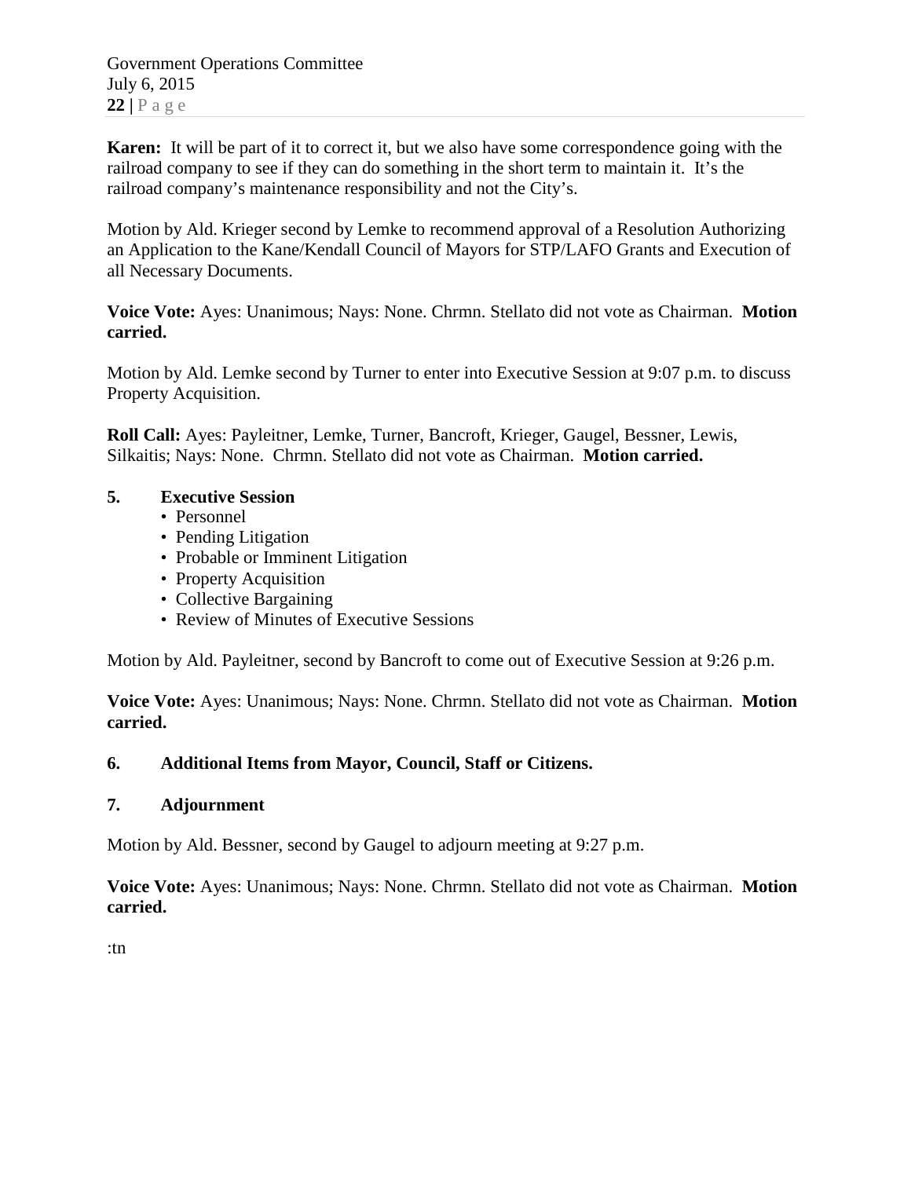**Karen:** It will be part of it to correct it, but we also have some correspondence going with the railroad company to see if they can do something in the short term to maintain it. It's the railroad company's maintenance responsibility and not the City's.

Motion by Ald. Krieger second by Lemke to recommend approval of a Resolution Authorizing an Application to the Kane/Kendall Council of Mayors for STP/LAFO Grants and Execution of all Necessary Documents.

**Voice Vote:** Ayes: Unanimous; Nays: None. Chrmn. Stellato did not vote as Chairman. **Motion carried.**

Motion by Ald. Lemke second by Turner to enter into Executive Session at 9:07 p.m. to discuss Property Acquisition.

**Roll Call:** Ayes: Payleitner, Lemke, Turner, Bancroft, Krieger, Gaugel, Bessner, Lewis, Silkaitis; Nays: None. Chrmn. Stellato did not vote as Chairman. **Motion carried.**

**5. Executive Session**

- Personnel
- Pending Litigation
- Probable or Imminent Litigation
- Property Acquisition
- Collective Bargaining
- Review of Minutes of Executive Sessions

Motion by Ald. Payleitner, second by Bancroft to come out of Executive Session at 9:26 p.m.

**Voice Vote:** Ayes: Unanimous; Nays: None. Chrmn. Stellato did not vote as Chairman. **Motion carried.**

**6. Additional Items from Mayor, Council, Staff or Citizens.**

**7. Adjournment**

Motion by Ald. Bessner, second by Gaugel to adjourn meeting at 9:27 p.m.

**Voice Vote:** Ayes: Unanimous; Nays: None. Chrmn. Stellato did not vote as Chairman. **Motion carried.**

:tn